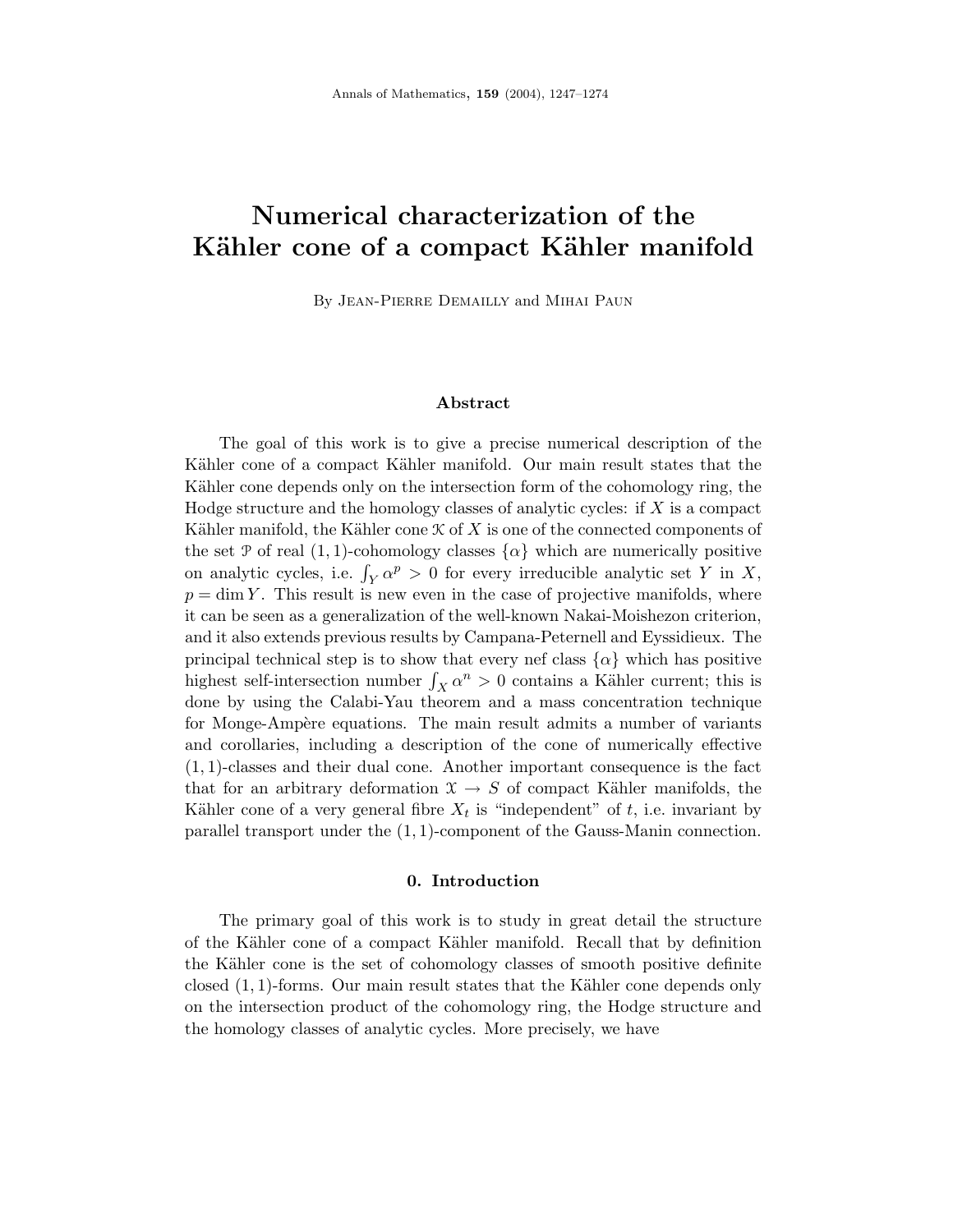# Numerical characterization of the Kähler cone of a compact Kähler manifold

By Jean-Pierre Demailly and Mihai Paun

## Abstract

The goal of this work is to give a precise numerical description of the Kähler cone of a compact Kähler manifold. Our main result states that the Kähler cone depends only on the intersection form of the cohomology ring, the Hodge structure and the homology classes of analytic cycles: if $X$ is a compact Kähler manifold, the Kähler cone $\mathcal{K}$ of $X$ is one of the connected components of the set $\mathcal{P}$ of real $(1,1)$-cohomology classes $\{\alpha\}$ which are numerically positive on analytic cycles, i.e. $\int_Y \alpha^p > 0$ for every irreducible analytic set $Y$ in $X$, $p = \dim Y$. This result is new even in the case of projective manifolds, where it can be seen as a generalization of the well-known Nakai-Moishezon criterion, and it also extends previous results by Campana-Peternell and Eyssidieux. The principal technical step is to show that every nef class $\{\alpha\}$ which has positive highest self-intersection number $\int_X \alpha^n > 0$ contains a Kähler current; this is done by using the Calabi-Yau theorem and a mass concentration technique for Monge-Ampère equations. The main result admits a number of variants and corollaries, including a description of the cone of numerically effective $(1,1)$-classes and their dual cone. Another important consequence is the fact that for an arbitrary deformation $\mathcal{X} \to S$ of compact Kähler manifolds, the Kähler cone of a very general fibre $X_t$ is "independent" of $t$, i.e. invariant by parallel transport under the $(1,1)$-component of the Gauss-Manin connection.

## 0. Introduction

The primary goal of this work is to study in great detail the structure of the Kähler cone of a compact Kähler manifold. Recall that by definition the Kähler cone is the set of cohomology classes of smooth positive definite closed $(1,1)$-forms. Our main result states that the Kähler cone depends only on the intersection product of the cohomology ring, the Hodge structure and the homology classes of analytic cycles. More precisely, we have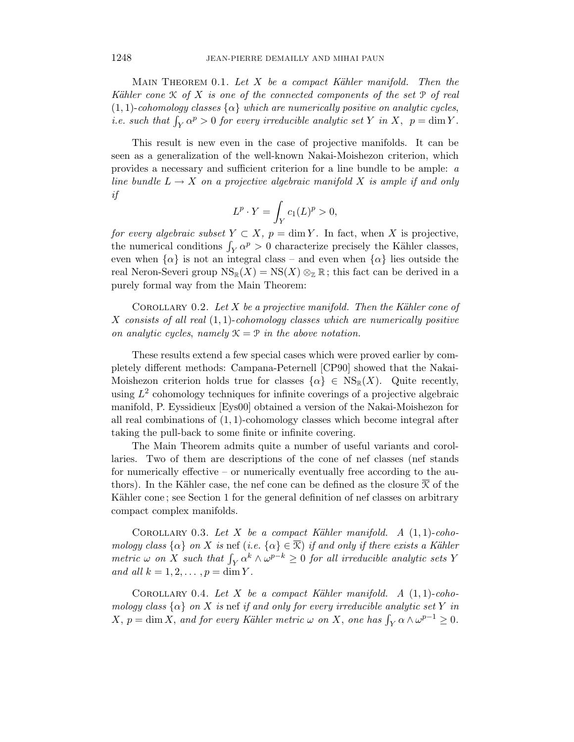Main Theorem 0.1. *Let $X$ be a compact Kähler manifold. Then the Kähler cone $\mathcal{K}$ of $X$ is one of the connected components of the set $\mathcal{P}$ of real $(1,1)$-cohomology classes $\{\alpha\}$ which are numerically positive on analytic cycles, i.e. such that $\int_Y \alpha^p > 0$ for every irreducible analytic set $Y$ in $X$, $p = \dim Y$.*

This result is new even in the case of projective manifolds. It can be seen as a generalization of the well-known Nakai-Moishezon criterion, which provides a necessary and sufficient criterion for a line bundle to be ample: *a line bundle $L \to X$ on a projective algebraic manifold $X$ is ample if and only if*

$$L^p \cdot Y = \int_Y c_1(L)^p > 0,$$

*for every algebraic subset $Y \subset X$, $p = \dim Y$.* In fact, when $X$ is projective, the numerical conditions $\int_Y \alpha^p > 0$ characterize precisely the Kähler classes, even when $\{\alpha\}$ is not an integral class – and even when $\{\alpha\}$ lies outside the real Neron-Severi group $\mathrm{NS}_{\mathbb{R}}(X) = \mathrm{NS}(X) \otimes_{\mathbb{Z}} \mathbb{R}$; this fact can be derived in a purely formal way from the Main Theorem:

Corollary 0.2. *Let $X$ be a projective manifold. Then the Kähler cone of $X$ consists of all real $(1,1)$-cohomology classes which are numerically positive on analytic cycles, namely $\mathcal{K} = \mathcal{P}$ in the above notation.*

These results extend a few special cases which were proved earlier by completely different methods: Campana-Peternell [CP90] showed that the Nakai-Moishezon criterion holds true for classes $\{\alpha\} \in \mathrm{NS}_{\mathbb{R}}(X)$. Quite recently, using $L^2$ cohomology techniques for infinite coverings of a projective algebraic manifold, P. Eyssidieux [Eys00] obtained a version of the Nakai-Moishezon for all real combinations of $(1,1)$-cohomology classes which become integral after taking the pull-back to some finite or infinite covering.

The Main Theorem admits quite a number of useful variants and corollaries. Two of them are descriptions of the cone of nef classes (nef stands for numerically effective – or numerically eventually free according to the authors). In the Kähler case, the nef cone can be defined as the closure $\overline{\mathcal{K}}$ of the Kähler cone; see Section 1 for the general definition of nef classes on arbitrary compact complex manifolds.

Corollary 0.3. *Let $X$ be a compact Kähler manifold. A $(1,1)$-cohomology class $\{\alpha\}$ on $X$ is* nef *(i.e. $\{\alpha\} \in \overline{\mathcal{K}}$) if and only if there exists a Kähler metric $\omega$ on $X$ such that $\int_Y \alpha^k \wedge \omega^{p-k} \geq 0$ for all irreducible analytic sets $Y$ and all $k = 1, 2, \ldots, p = \dim Y$.*

Corollary 0.4. *Let $X$ be a compact Kähler manifold. A $(1,1)$-cohomology class $\{\alpha\}$ on $X$ is* nef *if and only for every irreducible analytic set $Y$ in $X$, $p = \dim X$, and for every Kähler metric $\omega$ on $X$, one has $\int_Y \alpha \wedge \omega^{p-1} \geq 0$.*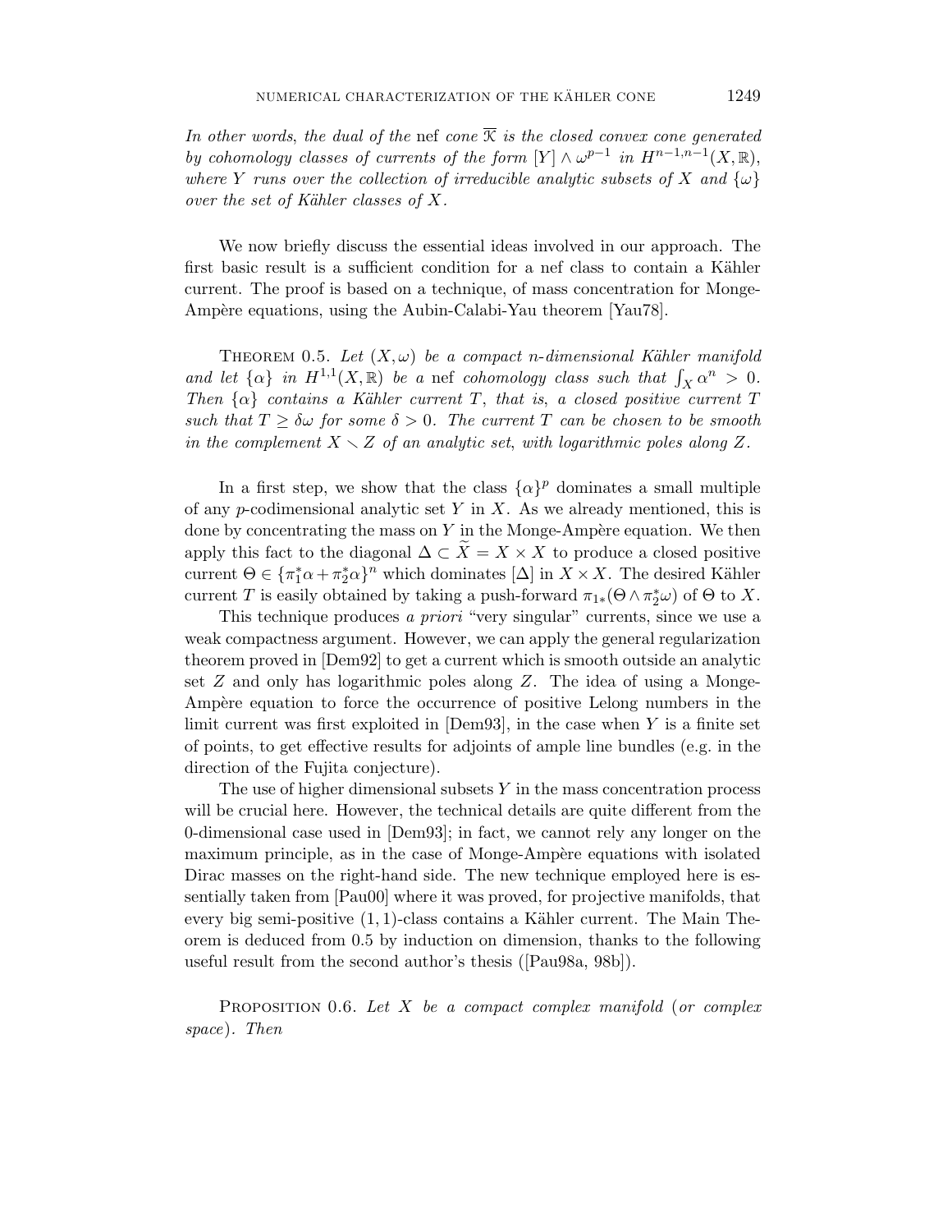*In other words, the dual of the* nef *cone* $\overline{\mathcal{K}}$ *is the closed convex cone generated by cohomology classes of currents of the form* $[Y] \wedge \omega^{p-1}$ *in* $H^{n-1,n-1}(X, \mathbb{R})$, *where* $Y$ *runs over the collection of irreducible analytic subsets of* $X$ *and* $\{\omega\}$ *over the set of Kähler classes of* $X$.

We now briefly discuss the essential ideas involved in our approach. The first basic result is a sufficient condition for a nef class to contain a Kähler current. The proof is based on a technique, of mass concentration for Monge-Ampère equations, using the Aubin-Calabi-Yau theorem [Yau78].

Theorem 0.5. *Let* $(X, \omega)$ *be a compact* $n$*-dimensional Kähler manifold and let* $\{\alpha\}$ *in* $H^{1,1}(X, \mathbb{R})$ *be a* nef *cohomology class such that* $\int_X \alpha^n > 0$. *Then* $\{\alpha\}$ *contains a Kähler current* $T$, *that is, a closed positive current* $T$ *such that* $T \geq \delta\omega$ *for some* $\delta > 0$. *The current* $T$ *can be chosen to be smooth in the complement* $X \smallsetminus Z$ *of an analytic set, with logarithmic poles along* $Z$.

In a first step, we show that the class $\{\alpha\}^p$ dominates a small multiple of any $p$-codimensional analytic set $Y$ in $X$. As we already mentioned, this is done by concentrating the mass on $Y$ in the Monge-Ampère equation. We then apply this fact to the diagonal $\Delta \subset \widetilde{X} = X \times X$ to produce a closed positive current $\Theta \in \{\pi_1^*\alpha + \pi_2^*\alpha\}^n$ which dominates $[\Delta]$ in $X \times X$. The desired Kähler current $T$ is easily obtained by taking a push-forward $\pi_{1*}(\Theta \wedge \pi_2^*\omega)$ of $\Theta$ to $X$.

This technique produces *a priori* "very singular" currents, since we use a weak compactness argument. However, we can apply the general regularization theorem proved in [Dem92] to get a current which is smooth outside an analytic set $Z$ and only has logarithmic poles along $Z$. The idea of using a Monge-Ampère equation to force the occurrence of positive Lelong numbers in the limit current was first exploited in [Dem93], in the case when $Y$ is a finite set of points, to get effective results for adjoints of ample line bundles (e.g. in the direction of the Fujita conjecture).

The use of higher dimensional subsets $Y$ in the mass concentration process will be crucial here. However, the technical details are quite different from the 0-dimensional case used in [Dem93]; in fact, we cannot rely any longer on the maximum principle, as in the case of Monge-Ampère equations with isolated Dirac masses on the right-hand side. The new technique employed here is essentially taken from [Pau00] where it was proved, for projective manifolds, that every big semi-positive $(1, 1)$-class contains a Kähler current. The Main Theorem is deduced from 0.5 by induction on dimension, thanks to the following useful result from the second author's thesis ([Pau98a, 98b]).

Proposition 0.6. *Let* $X$ *be a compact complex manifold* (*or complex space*). *Then*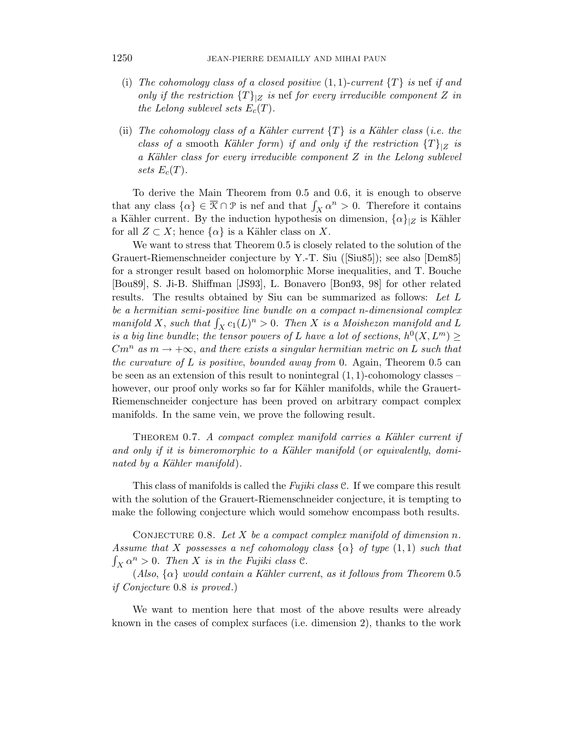(i) *The cohomology class of a closed positive* $(1,1)$*-current* $\{T\}$ *is* nef *if and only if the restriction* $\{T\}_{|Z}$ *is* nef *for every irreducible component* $Z$ *in the Lelong sublevel sets* $E_c(T)$.

(ii) *The cohomology class of a Kähler current* $\{T\}$ *is a Kähler class* (*i.e. the class of a* smooth *Kähler form*) *if and only if the restriction* $\{T\}_{|Z}$ *is a Kähler class for every irreducible component* $Z$ *in the Lelong sublevel sets* $E_c(T)$.

To derive the Main Theorem from 0.5 and 0.6, it is enough to observe that any class $\{\alpha\} \in \overline{\mathcal{K}} \cap \mathcal{P}$ is nef and that $\int_X \alpha^n > 0$. Therefore it contains a Kähler current. By the induction hypothesis on dimension, $\{\alpha\}_{|Z}$ is Kähler for all $Z \subset X$; hence $\{\alpha\}$ is a Kähler class on $X$.

We want to stress that Theorem 0.5 is closely related to the solution of the Grauert-Riemenschneider conjecture by Y.-T. Siu ([Siu85]); see also [Dem85] for a stronger result based on holomorphic Morse inequalities, and T. Bouche [Bou89], S. Ji-B. Shiffman [JS93], L. Bonavero [Bon93, 98] for other related results. The results obtained by Siu can be summarized as follows: *Let* $L$ *be a hermitian semi-positive line bundle on a compact* $n$*-dimensional complex manifold* $X$, *such that* $\int_X c_1(L)^n > 0$. *Then* $X$ *is a Moishezon manifold and* $L$ *is a big line bundle*; *the tensor powers of* $L$ *have a lot of sections*, $h^0(X, L^m) \geq Cm^n$ *as* $m \to +\infty$, *and there exists a singular hermitian metric on* $L$ *such that the curvature of* $L$ *is positive*, *bounded away from* $0$. Again, Theorem 0.5 can be seen as an extension of this result to nonintegral $(1,1)$-cohomology classes – however, our proof only works so far for Kähler manifolds, while the Grauert-Riemenschneider conjecture has been proved on arbitrary compact complex manifolds. In the same vein, we prove the following result.

Theorem 0.7. *A compact complex manifold carries a Kähler current if and only if it is bimeromorphic to a Kähler manifold* (*or equivalently*, *dominated by a Kähler manifold*).

This class of manifolds is called the *Fujiki class* $\mathcal{C}$. If we compare this result with the solution of the Grauert-Riemenschneider conjecture, it is tempting to make the following conjecture which would somehow encompass both results.

Conjecture 0.8. *Let* $X$ *be a compact complex manifold of dimension* $n$. *Assume that* $X$ *possesses a nef cohomology class* $\{\alpha\}$ *of type* $(1,1)$ *such that* $\int_X \alpha^n > 0$. *Then* $X$ *is in the Fujiki class* $\mathcal{C}$.

(*Also*, $\{\alpha\}$ *would contain a Kähler current*, *as it follows from Theorem* 0.5 *if Conjecture* 0.8 *is proved*.)

We want to mention here that most of the above results were already known in the cases of complex surfaces (i.e. dimension 2), thanks to the work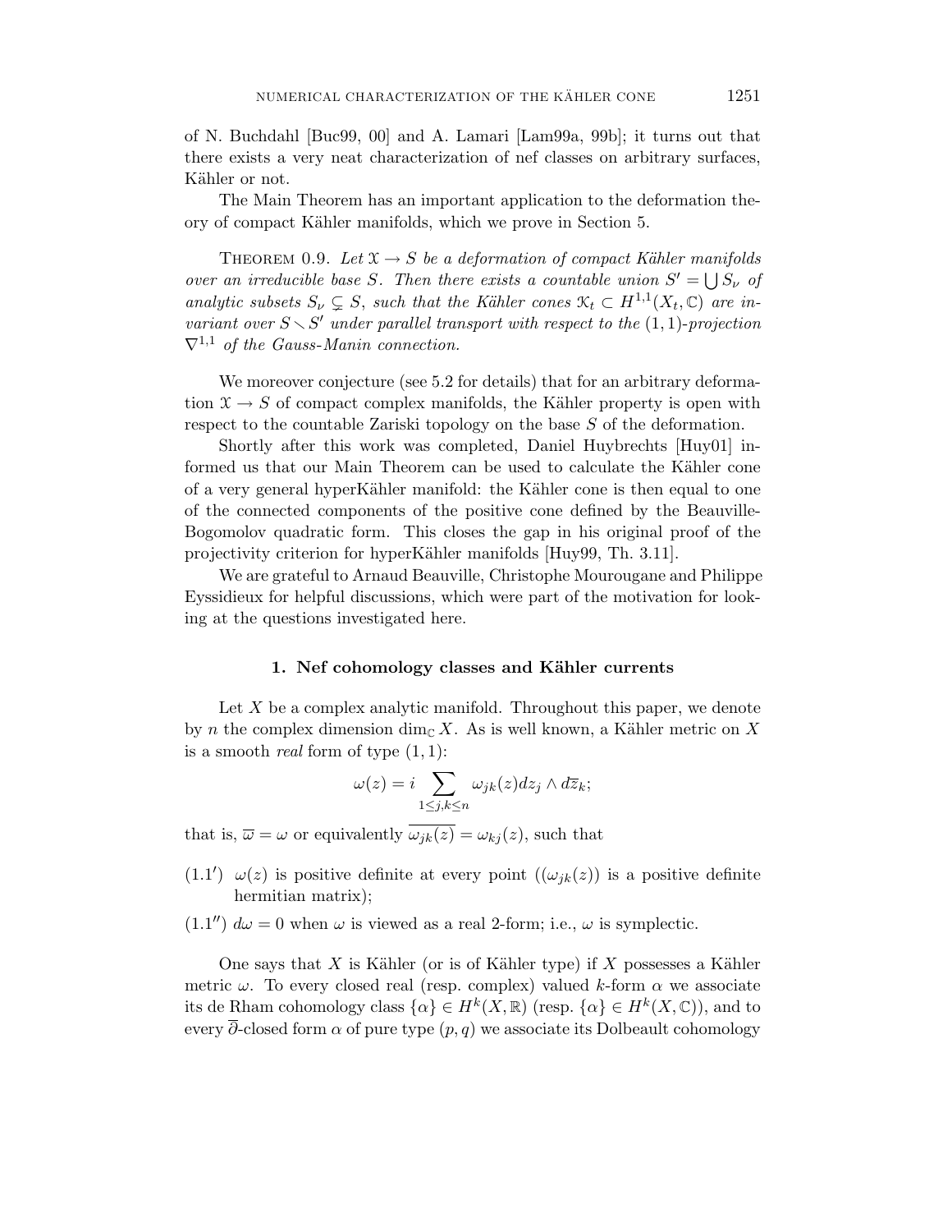of N. Buchdahl [Buc99, 00] and A. Lamari [Lam99a, 99b]; it turns out that there exists a very neat characterization of nef classes on arbitrary surfaces, Kähler or not.

The Main Theorem has an important application to the deformation theory of compact Kähler manifolds, which we prove in Section 5.

THEOREM 0.9. *Let $\mathcal{X} \to S$ be a deformation of compact Kähler manifolds over an irreducible base $S$. Then there exists a countable union $S' = \bigcup S_\nu$ of analytic subsets $S_\nu \subsetneq S$, such that the Kähler cones $\mathcal{K}_t \subset H^{1,1}(X_t, \mathbb{C})$ are invariant over $S \smallsetminus S'$ under parallel transport with respect to the $(1,1)$-projection $\nabla^{1,1}$ of the Gauss-Manin connection.*

We moreover conjecture (see 5.2 for details) that for an arbitrary deformation $\mathcal{X} \to S$ of compact complex manifolds, the Kähler property is open with respect to the countable Zariski topology on the base $S$ of the deformation.

Shortly after this work was completed, Daniel Huybrechts [Huy01] informed us that our Main Theorem can be used to calculate the Kähler cone of a very general hyperKähler manifold: the Kähler cone is then equal to one of the connected components of the positive cone defined by the Beauville-Bogomolov quadratic form. This closes the gap in his original proof of the projectivity criterion for hyperKähler manifolds [Huy99, Th. 3.11].

We are grateful to Arnaud Beauville, Christophe Mourougane and Philippe Eyssidieux for helpful discussions, which were part of the motivation for looking at the questions investigated here.

## 1. Nef cohomology classes and Kähler currents

Let $X$ be a complex analytic manifold. Throughout this paper, we denote by $n$ the complex dimension $\dim_{\mathbb{C}} X$. As is well known, a Kähler metric on $X$ is a smooth *real* form of type $(1,1)$:

$$\omega(z) = i \sum_{1 \leq j,k \leq n} \omega_{jk}(z) dz_j \wedge d\overline{z}_k;$$

that is, $\overline{\omega} = \omega$ or equivalently $\overline{\omega_{jk}(z)} = \omega_{kj}(z)$, such that

$(1.1')$ $\omega(z)$ is positive definite at every point ($(\omega_{jk}(z))$ is a positive definite hermitian matrix);

$(1.1'')$ $d\omega = 0$ when $\omega$ is viewed as a real 2-form; i.e., $\omega$ is symplectic.

One says that $X$ is Kähler (or is of Kähler type) if $X$ possesses a Kähler metric $\omega$. To every closed real (resp. complex) valued $k$-form $\alpha$ we associate its de Rham cohomology class $\{\alpha\} \in H^k(X, \mathbb{R})$ (resp. $\{\alpha\} \in H^k(X, \mathbb{C})$), and to every $\overline{\partial}$-closed form $\alpha$ of pure type $(p,q)$ we associate its Dolbeault cohomology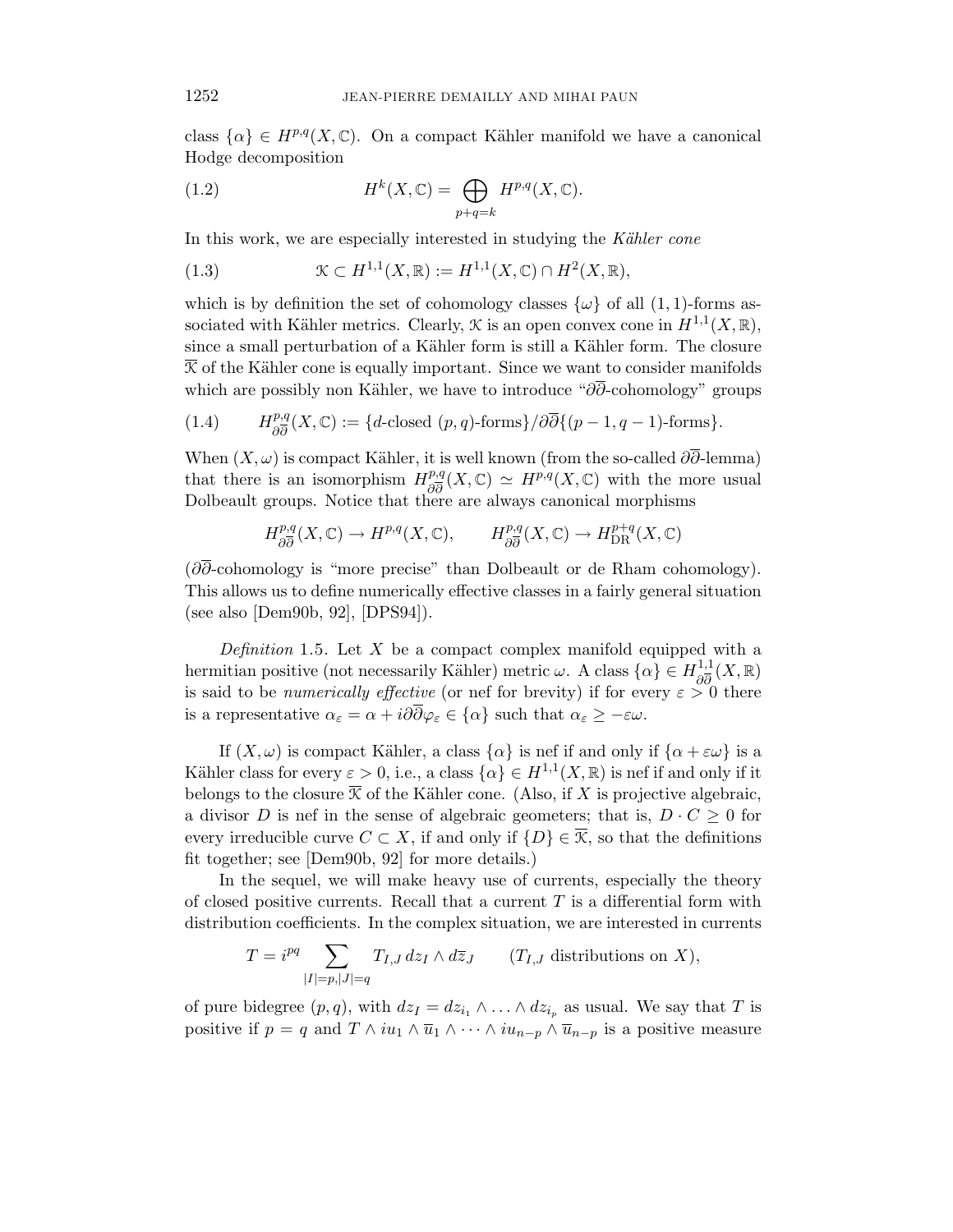class $\{\alpha\} \in H^{p,q}(X, \mathbb{C})$. On a compact Kähler manifold we have a canonical Hodge decomposition

$$H^k(X, \mathbb{C}) = \bigoplus_{p+q=k} H^{p,q}(X, \mathbb{C}). \tag{1.2}$$

In this work, we are especially interested in studying the *Kähler cone*

$$\mathcal{K} \subset H^{1,1}(X, \mathbb{R}) := H^{1,1}(X, \mathbb{C}) \cap H^2(X, \mathbb{R}), \tag{1.3}$$

which is by definition the set of cohomology classes $\{\omega\}$ of all $(1,1)$-forms associated with Kähler metrics. Clearly, $\mathcal{K}$ is an open convex cone in $H^{1,1}(X, \mathbb{R})$, since a small perturbation of a Kähler form is still a Kähler form. The closure $\overline{\mathcal{K}}$ of the Kähler cone is equally important. Since we want to consider manifolds which are possibly non Kähler, we have to introduce "$\partial\overline{\partial}$-cohomology" groups

$$H^{p,q}_{\partial\overline{\partial}}(X, \mathbb{C}) := \{d\text{-closed } (p,q)\text{-forms}\}/\partial\overline{\partial}\{(p-1, q-1)\text{-forms}\}. \tag{1.4}$$

When $(X, \omega)$ is compact Kähler, it is well known (from the so-called $\partial\overline{\partial}$-lemma) that there is an isomorphism $H^{p,q}_{\partial\overline{\partial}}(X, \mathbb{C}) \simeq H^{p,q}(X, \mathbb{C})$ with the more usual Dolbeault groups. Notice that there are always canonical morphisms

$$H^{p,q}_{\partial\overline{\partial}}(X, \mathbb{C}) \to H^{p,q}(X, \mathbb{C}), \qquad H^{p,q}_{\partial\overline{\partial}}(X, \mathbb{C}) \to H^{p+q}_{\mathrm{DR}}(X, \mathbb{C})$$

($\partial\overline{\partial}$-cohomology is "more precise" than Dolbeault or de Rham cohomology). This allows us to define numerically effective classes in a fairly general situation (see also [Dem90b, 92], [DPS94]).

*Definition* 1.5. Let $X$ be a compact complex manifold equipped with a hermitian positive (not necessarily Kähler) metric $\omega$. A class $\{\alpha\} \in H^{1,1}_{\partial\overline{\partial}}(X, \mathbb{R})$ is said to be *numerically effective* (or nef for brevity) if for every $\varepsilon > 0$ there is a representative $\alpha_\varepsilon = \alpha + i\partial\overline{\partial}\varphi_\varepsilon \in \{\alpha\}$ such that $\alpha_\varepsilon \geq -\varepsilon\omega$.

If $(X, \omega)$ is compact Kähler, a class $\{\alpha\}$ is nef if and only if $\{\alpha + \varepsilon\omega\}$ is a Kähler class for every $\varepsilon > 0$, i.e., a class $\{\alpha\} \in H^{1,1}(X, \mathbb{R})$ is nef if and only if it belongs to the closure $\overline{\mathcal{K}}$ of the Kähler cone. (Also, if $X$ is projective algebraic, a divisor $D$ is nef in the sense of algebraic geometers; that is, $D \cdot C \geq 0$ for every irreducible curve $C \subset X$, if and only if $\{D\} \in \overline{\mathcal{K}}$, so that the definitions fit together; see [Dem90b, 92] for more details.)

In the sequel, we will make heavy use of currents, especially the theory of closed positive currents. Recall that a current $T$ is a differential form with distribution coefficients. In the complex situation, we are interested in currents

$$T = i^{pq} \sum_{|I|=p, |J|=q} T_{I,J}\, dz_I \wedge d\overline{z}_J \qquad (T_{I,J} \text{ distributions on } X),$$

of pure bidegree $(p,q)$, with $dz_I = dz_{i_1} \wedge \ldots \wedge dz_{i_p}$ as usual. We say that $T$ is positive if $p = q$ and $T \wedge iu_1 \wedge \overline{u}_1 \wedge \cdots \wedge iu_{n-p} \wedge \overline{u}_{n-p}$ is a positive measure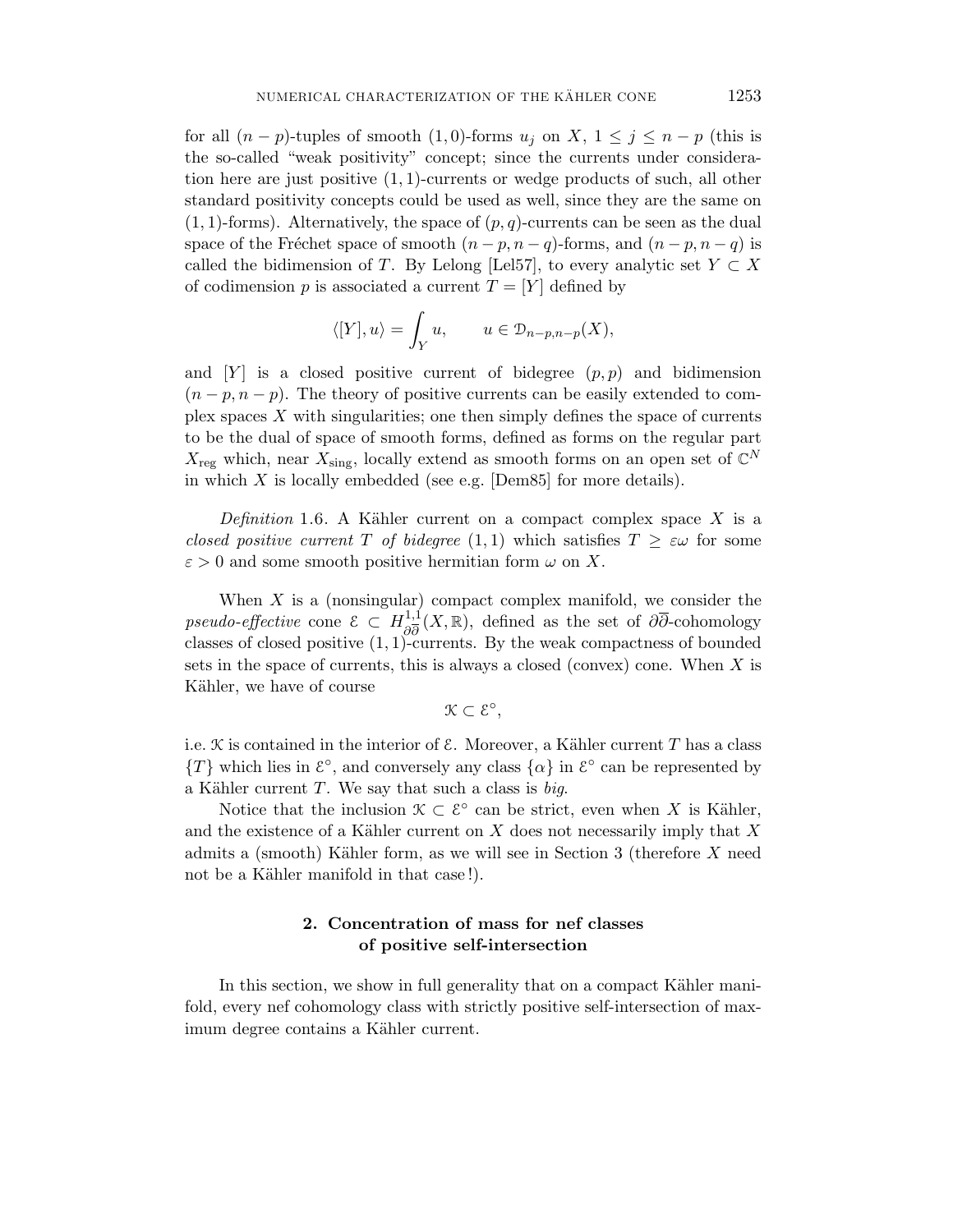for all $(n-p)$-tuples of smooth $(1,0)$-forms $u_j$ on $X$, $1 \le j \le n-p$ (this is the so-called "weak positivity" concept; since the currents under consideration here are just positive $(1,1)$-currents or wedge products of such, all other standard positivity concepts could be used as well, since they are the same on $(1,1)$-forms). Alternatively, the space of $(p,q)$-currents can be seen as the dual space of the Fréchet space of smooth $(n-p,n-q)$-forms, and $(n-p,n-q)$ is called the bidimension of $T$. By Lelong [Lel57], to every analytic set $Y \subset X$ of codimension $p$ is associated a current $T = [Y]$ defined by

$$\langle [Y], u\rangle = \int_Y u, \qquad u \in \mathcal{D}_{n-p,n-p}(X),$$

and $[Y]$ is a closed positive current of bidegree $(p,p)$ and bidimension $(n-p,n-p)$. The theory of positive currents can be easily extended to complex spaces $X$ with singularities; one then simply defines the space of currents to be the dual of space of smooth forms, defined as forms on the regular part $X_{\mathrm{reg}}$ which, near $X_{\mathrm{sing}}$, locally extend as smooth forms on an open set of $\mathbb{C}^N$ in which $X$ is locally embedded (see e.g. [Dem85] for more details).

*Definition* 1.6. A Kähler current on a compact complex space $X$ is a *closed positive current $T$ of bidegree* $(1,1)$ which satisfies $T \ge \varepsilon\omega$ for some $\varepsilon > 0$ and some smooth positive hermitian form $\omega$ on $X$.

When $X$ is a (nonsingular) compact complex manifold, we consider the *pseudo-effective* cone $\mathcal{E} \subset H^{1,1}_{\partial\overline{\partial}}(X,\mathbb{R})$, defined as the set of $\partial\overline{\partial}$-cohomology classes of closed positive $(1,1)$-currents. By the weak compactness of bounded sets in the space of currents, this is always a closed (convex) cone. When $X$ is Kähler, we have of course

$$\mathcal{K} \subset \mathcal{E}^\circ,$$

i.e. $\mathcal{K}$ is contained in the interior of $\mathcal{E}$. Moreover, a Kähler current $T$ has a class $\{T\}$ which lies in $\mathcal{E}^\circ$, and conversely any class $\{\alpha\}$ in $\mathcal{E}^\circ$ can be represented by a Kähler current $T$. We say that such a class is *big*.

Notice that the inclusion $\mathcal{K} \subset \mathcal{E}^\circ$ can be strict, even when $X$ is Kähler, and the existence of a Kähler current on $X$ does not necessarily imply that $X$ admits a (smooth) Kähler form, as we will see in Section 3 (therefore $X$ need not be a Kähler manifold in that case!).

## 2. Concentration of mass for nef classes of positive self-intersection

In this section, we show in full generality that on a compact Kähler manifold, every nef cohomology class with strictly positive self-intersection of maximum degree contains a Kähler current.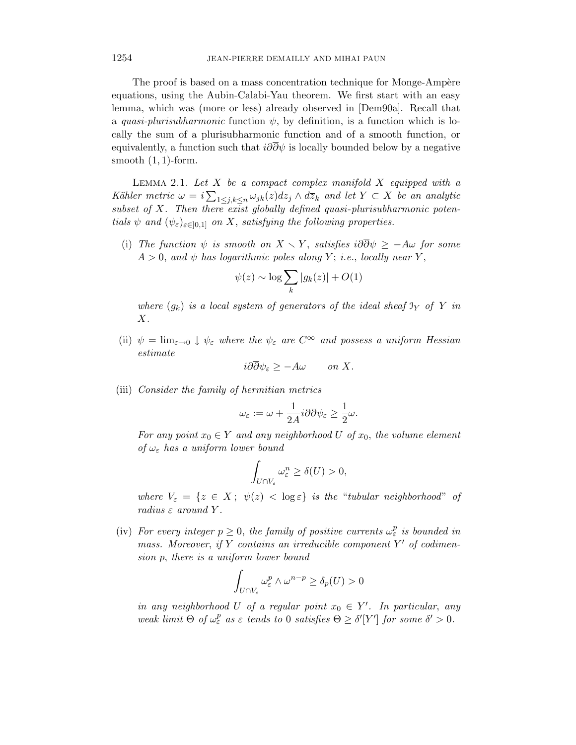The proof is based on a mass concentration technique for Monge-Ampère equations, using the Aubin-Calabi-Yau theorem. We first start with an easy lemma, which was (more or less) already observed in [Dem90a]. Recall that a *quasi-plurisubharmonic* function $\psi$, by definition, is a function which is locally the sum of a plurisubharmonic function and of a smooth function, or equivalently, a function such that $i\partial\overline{\partial}\psi$ is locally bounded below by a negative smooth $(1,1)$-form.

Lemma 2.1. *Let $X$ be a compact complex manifold $X$ equipped with a Kähler metric $\omega = i\sum_{1\leq j,k\leq n}\omega_{jk}(z)dz_j \wedge d\overline{z}_k$ and let $Y \subset X$ be an analytic subset of $X$. Then there exist globally defined quasi-plurisubharmonic potentials $\psi$ and $(\psi_\varepsilon)_{\varepsilon\in]0,1]}$ on $X$, satisfying the following properties.*

(i) *The function $\psi$ is smooth on $X \smallsetminus Y$, satisfies $i\partial\overline{\partial}\psi \geq -A\omega$ for some $A > 0$, and $\psi$ has logarithmic poles along $Y$; i.e., locally near $Y$,*

$$\psi(z) \sim \log \sum_k |g_k(z)| + O(1)$$

*where $(g_k)$ is a local system of generators of the ideal sheaf $\mathcal{I}_Y$ of $Y$ in $X$.*

(ii) *$\psi = \lim_{\varepsilon\to 0} \downarrow \psi_\varepsilon$ where the $\psi_\varepsilon$ are $C^\infty$ and possess a uniform Hessian estimate*

$$i\partial\overline{\partial}\psi_\varepsilon \geq -A\omega \qquad \text{on } X.$$

(iii) *Consider the family of hermitian metrics*

$$\omega_\varepsilon := \omega + \frac{1}{2A} i\partial\overline{\partial}\psi_\varepsilon \geq \frac{1}{2}\omega.$$

*For any point $x_0 \in Y$ and any neighborhood $U$ of $x_0$, the volume element of $\omega_\varepsilon$ has a uniform lower bound*

$$\int_{U\cap V_\varepsilon} \omega_\varepsilon^n \geq \delta(U) > 0,$$

*where $V_\varepsilon = \{z \in X\,;\ \psi(z) < \log\varepsilon\}$ is the "tubular neighborhood" of radius $\varepsilon$ around $Y$.*

(iv) *For every integer $p \geq 0$, the family of positive currents $\omega_\varepsilon^p$ is bounded in mass. Moreover, if $Y$ contains an irreducible component $Y'$ of codimension $p$, there is a uniform lower bound*

$$\int_{U\cap V_\varepsilon} \omega_\varepsilon^p \wedge \omega^{n-p} \geq \delta_p(U) > 0$$

*in any neighborhood $U$ of a regular point $x_0 \in Y'$. In particular, any weak limit $\Theta$ of $\omega_\varepsilon^p$ as $\varepsilon$ tends to $0$ satisfies $\Theta \geq \delta'[Y']$ for some $\delta' > 0$.*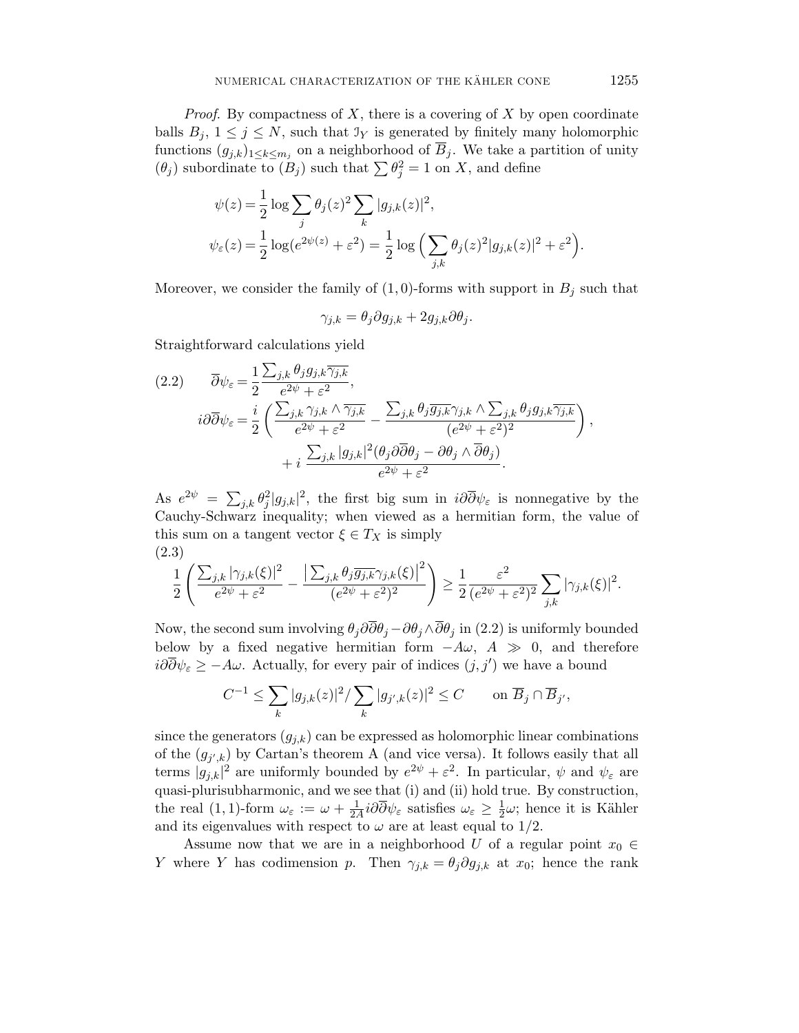*Proof.* By compactness of $X$, there is a covering of $X$ by open coordinate balls $B_j$, $1 \leq j \leq N$, such that $\mathcal{I}_Y$ is generated by finitely many holomorphic functions $(g_{j,k})_{1\leq k\leq m_j}$ on a neighborhood of $\overline{B}_j$. We take a partition of unity $(\theta_j)$ subordinate to $(B_j)$ such that $\sum \theta_j^2 = 1$ on $X$, and define

$$\psi(z) = \frac{1}{2}\log\sum_j \theta_j(z)^2 \sum_k |g_{j,k}(z)|^2,$$
$$\psi_\varepsilon(z) = \frac{1}{2}\log(e^{2\psi(z)} + \varepsilon^2) = \frac{1}{2}\log\Big(\sum_{j,k}\theta_j(z)^2|g_{j,k}(z)|^2 + \varepsilon^2\Big).$$

Moreover, we consider the family of $(1,0)$-forms with support in $B_j$ such that

$$\gamma_{j,k} = \theta_j \partial g_{j,k} + 2g_{j,k}\partial\theta_j.$$

Straightforward calculations yield

$$\tag{2.2} \begin{aligned} \overline{\partial}\psi_\varepsilon &= \frac{1}{2}\frac{\sum_{j,k}\theta_j g_{j,k}\overline{\gamma_{j,k}}}{e^{2\psi}+\varepsilon^2},\\ i\partial\overline{\partial}\psi_\varepsilon &= \frac{i}{2}\left(\frac{\sum_{j,k}\gamma_{j,k}\wedge\overline{\gamma_{j,k}}}{e^{2\psi}+\varepsilon^2} - \frac{\sum_{j,k}\theta_j\overline{g_{j,k}}\gamma_{j,k}\wedge\sum_{j,k}\theta_j g_{j,k}\overline{\gamma_{j,k}}}{(e^{2\psi}+\varepsilon^2)^2}\right),\\ &\qquad + i\,\frac{\sum_{j,k}|g_{j,k}|^2(\theta_j\partial\overline{\partial}\theta_j - \partial\theta_j\wedge\overline{\partial}\theta_j)}{e^{2\psi}+\varepsilon^2}. \end{aligned}$$

As $e^{2\psi} = \sum_{j,k}\theta_j^2|g_{j,k}|^2$, the first big sum in $i\partial\overline{\partial}\psi_\varepsilon$ is nonnegative by the Cauchy-Schwarz inequality; when viewed as a hermitian form, the value of this sum on a tangent vector $\xi \in T_X$ is simply

$$\tag{2.3} \frac{1}{2}\left(\frac{\sum_{j,k}|\gamma_{j,k}(\xi)|^2}{e^{2\psi}+\varepsilon^2} - \frac{\big|\sum_{j,k}\theta_j\overline{g_{j,k}}\gamma_{j,k}(\xi)\big|^2}{(e^{2\psi}+\varepsilon^2)^2}\right) \geq \frac{1}{2}\frac{\varepsilon^2}{(e^{2\psi}+\varepsilon^2)^2}\sum_{j,k}|\gamma_{j,k}(\xi)|^2.$$

Now, the second sum involving $\theta_j\partial\overline{\partial}\theta_j - \partial\theta_j\wedge\overline{\partial}\theta_j$ in (2.2) is uniformly bounded below by a fixed negative hermitian form $-A\omega$, $A \gg 0$, and therefore $i\partial\overline{\partial}\psi_\varepsilon \geq -A\omega$. Actually, for every pair of indices $(j,j')$ we have a bound

$$C^{-1} \leq \sum_k |g_{j,k}(z)|^2 / \sum_k |g_{j',k}(z)|^2 \leq C \qquad \text{on } \overline{B}_j \cap \overline{B}_{j'},$$

since the generators $(g_{j,k})$ can be expressed as holomorphic linear combinations of the $(g_{j',k})$ by Cartan's theorem A (and vice versa). It follows easily that all terms $|g_{j,k}|^2$ are uniformly bounded by $e^{2\psi}+\varepsilon^2$. In particular, $\psi$ and $\psi_\varepsilon$ are quasi-plurisubharmonic, and we see that (i) and (ii) hold true. By construction, the real $(1,1)$-form $\omega_\varepsilon := \omega + \frac{1}{2A}i\partial\overline{\partial}\psi_\varepsilon$ satisfies $\omega_\varepsilon \geq \frac{1}{2}\omega$; hence it is Kähler and its eigenvalues with respect to $\omega$ are at least equal to $1/2$.

Assume now that we are in a neighborhood $U$ of a regular point $x_0 \in Y$ where $Y$ has codimension $p$. Then $\gamma_{j,k} = \theta_j\partial g_{j,k}$ at $x_0$; hence the rank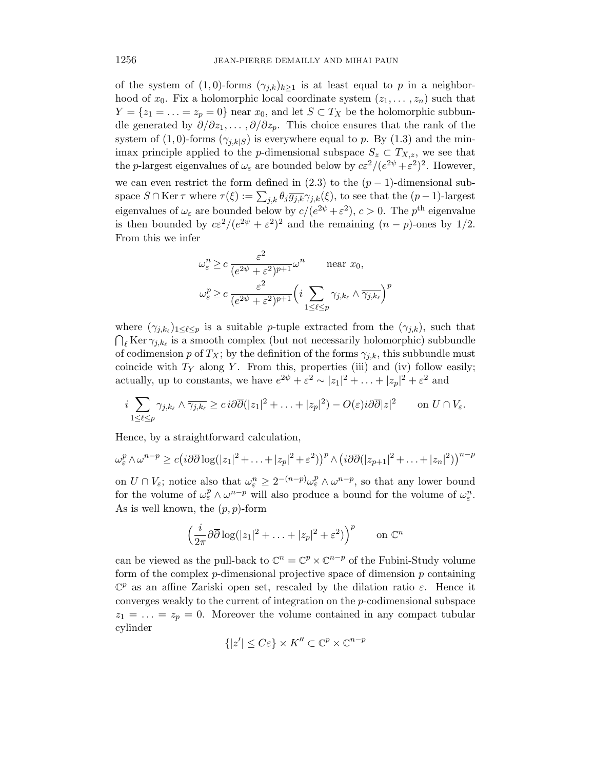of the system of (1,0)-forms $(\gamma_{j,k})_{k\geq 1}$ is at least equal to $p$ in a neighborhood of $x_0$. Fix a holomorphic local coordinate system $(z_1,\ldots,z_n)$ such that $Y=\{z_1=\ldots=z_p=0\}$ near $x_0$, and let $S\subset T_X$ be the holomorphic subbundle generated by $\partial/\partial z_1,\ldots,\partial/\partial z_p$. This choice ensures that the rank of the system of (1,0)-forms $(\gamma_{j,k|S})$ is everywhere equal to $p$. By (1.3) and the minimax principle applied to the $p$-dimensional subspace $S_z\subset T_{X,z}$, we see that the $p$-largest eigenvalues of $\omega_\varepsilon$ are bounded below by $c\varepsilon^2/(e^{2\psi}+\varepsilon^2)^2$. However, we can even restrict the form defined in (2.3) to the $(p-1)$-dimensional subspace $S\cap\operatorname{Ker}\tau$ where $\tau(\xi):=\sum_{j,k}\theta_j\overline{g_{j,k}}\gamma_{j,k}(\xi)$, to see that the $(p-1)$-largest eigenvalues of $\omega_\varepsilon$ are bounded below by $c/(e^{2\psi}+\varepsilon^2)$, $c>0$. The $p^{\text{th}}$ eigenvalue is then bounded by $c\varepsilon^2/(e^{2\psi}+\varepsilon^2)^2$ and the remaining $(n-p)$-ones by $1/2$. From this we infer

$$\omega_\varepsilon^n\geq c\,\frac{\varepsilon^2}{(e^{2\psi}+\varepsilon^2)^{p+1}}\omega^n\qquad\text{near } x_0,$$
$$\omega_\varepsilon^p\geq c\,\frac{\varepsilon^2}{(e^{2\psi}+\varepsilon^2)^{p+1}}\Big(i\sum_{1\leq\ell\leq p}\gamma_{j,k_\ell}\wedge\overline{\gamma_{j,k_\ell}}\Big)^p$$

where $(\gamma_{j,k_\ell})_{1\leq\ell\leq p}$ is a suitable $p$-tuple extracted from the $(\gamma_{j,k})$, such that $\bigcap_\ell\operatorname{Ker}\gamma_{j,k_\ell}$ is a smooth complex (but not necessarily holomorphic) subbundle of codimension $p$ of $T_X$; by the definition of the forms $\gamma_{j,k}$, this subbundle must coincide with $T_Y$ along $Y$. From this, properties (iii) and (iv) follow easily; actually, up to constants, we have $e^{2\psi}+\varepsilon^2\sim|z_1|^2+\ldots+|z_p|^2+\varepsilon^2$ and

$$i\sum_{1\leq\ell\leq p}\gamma_{j,k_\ell}\wedge\overline{\gamma_{j,k_\ell}}\geq c\,i\partial\overline{\partial}(|z_1|^2+\ldots+|z_p|^2)-O(\varepsilon)i\partial\overline{\partial}|z|^2\qquad\text{on } U\cap V_\varepsilon.$$

Hence, by a straightforward calculation,

$$\omega_\varepsilon^p\wedge\omega^{n-p}\geq c\big(i\partial\overline{\partial}\log(|z_1|^2+\ldots+|z_p|^2+\varepsilon^2)\big)^p\wedge\big(i\partial\overline{\partial}(|z_{p+1}|^2+\ldots+|z_n|^2)\big)^{n-p}$$

on $U\cap V_\varepsilon$; notice also that $\omega_\varepsilon^n\geq 2^{-(n-p)}\omega_\varepsilon^p\wedge\omega^{n-p}$, so that any lower bound for the volume of $\omega_\varepsilon^p\wedge\omega^{n-p}$ will also produce a bound for the volume of $\omega_\varepsilon^n$. As is well known, the $(p,p)$-form

$$\Big(\frac{i}{2\pi}\partial\overline{\partial}\log(|z_1|^2+\ldots+|z_p|^2+\varepsilon^2)\Big)^p\qquad\text{on }\mathbb{C}^n$$

can be viewed as the pull-back to $\mathbb{C}^n=\mathbb{C}^p\times\mathbb{C}^{n-p}$ of the Fubini-Study volume form of the complex $p$-dimensional projective space of dimension $p$ containing $\mathbb{C}^p$ as an affine Zariski open set, rescaled by the dilation ratio $\varepsilon$. Hence it converges weakly to the current of integration on the $p$-codimensional subspace $z_1=\ldots=z_p=0$. Moreover the volume contained in any compact tubular cylinder

$$\{|z'|\leq C\varepsilon\}\times K''\subset\mathbb{C}^p\times\mathbb{C}^{n-p}$$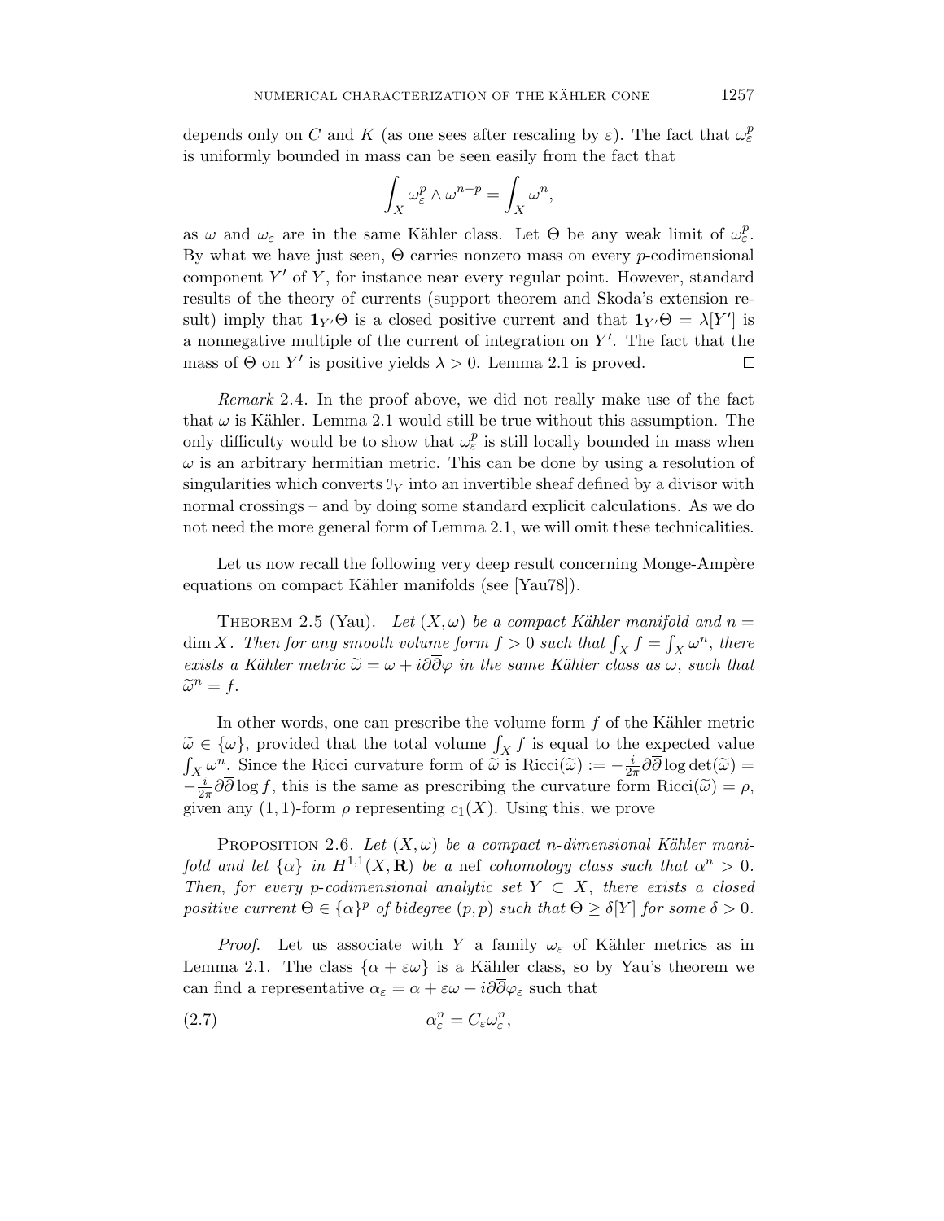depends only on $C$ and $K$ (as one sees after rescaling by $\varepsilon$). The fact that $\omega_\varepsilon^p$ is uniformly bounded in mass can be seen easily from the fact that

$$\int_X \omega_\varepsilon^p \wedge \omega^{n-p} = \int_X \omega^n,$$

as $\omega$ and $\omega_\varepsilon$ are in the same Kähler class. Let $\Theta$ be any weak limit of $\omega_\varepsilon^p$. By what we have just seen, $\Theta$ carries nonzero mass on every $p$-codimensional component $Y'$ of $Y$, for instance near every regular point. However, standard results of the theory of currents (support theorem and Skoda's extension result) imply that $\mathbf{1}_{Y'}\Theta$ is a closed positive current and that $\mathbf{1}_{Y'}\Theta = \lambda[Y']$ is a nonnegative multiple of the current of integration on $Y'$. The fact that the mass of $\Theta$ on $Y'$ is positive yields $\lambda > 0$. Lemma 2.1 is proved. $\square$

*Remark* 2.4. In the proof above, we did not really make use of the fact that $\omega$ is Kähler. Lemma 2.1 would still be true without this assumption. The only difficulty would be to show that $\omega_\varepsilon^p$ is still locally bounded in mass when $\omega$ is an arbitrary hermitian metric. This can be done by using a resolution of singularities which converts $\mathcal{I}_Y$ into an invertible sheaf defined by a divisor with normal crossings – and by doing some standard explicit calculations. As we do not need the more general form of Lemma 2.1, we will omit these technicalities.

Let us now recall the following very deep result concerning Monge-Ampère equations on compact Kähler manifolds (see [Yau78]).

THEOREM 2.5 (Yau). *Let $(X, \omega)$ be a compact Kähler manifold and $n = \dim X$. Then for any smooth volume form $f > 0$ such that $\int_X f = \int_X \omega^n$, there exists a Kähler metric $\widetilde{\omega} = \omega + i\partial\overline{\partial}\varphi$ in the same Kähler class as $\omega$, such that $\widetilde{\omega}^n = f$.*

In other words, one can prescribe the volume form $f$ of the Kähler metric $\widetilde{\omega} \in \{\omega\}$, provided that the total volume $\int_X f$ is equal to the expected value $\int_X \omega^n$. Since the Ricci curvature form of $\widetilde{\omega}$ is $\mathrm{Ricci}(\widetilde{\omega}) := -\frac{i}{2\pi}\partial\overline{\partial}\log\det(\widetilde{\omega}) = -\frac{i}{2\pi}\partial\overline{\partial}\log f$, this is the same as prescribing the curvature form $\mathrm{Ricci}(\widetilde{\omega}) = \rho$, given any $(1,1)$-form $\rho$ representing $c_1(X)$. Using this, we prove

PROPOSITION 2.6. *Let $(X, \omega)$ be a compact $n$-dimensional Kähler manifold and let $\{\alpha\}$ in $H^{1,1}(X, \mathbf{R})$ be a* nef *cohomology class such that $\alpha^n > 0$. Then, for every $p$-codimensional analytic set $Y \subset X$, there exists a closed positive current $\Theta \in \{\alpha\}^p$ of bidegree $(p,p)$ such that $\Theta \geq \delta[Y]$ for some $\delta > 0$.*

*Proof.* Let us associate with $Y$ a family $\omega_\varepsilon$ of Kähler metrics as in Lemma 2.1. The class $\{\alpha + \varepsilon\omega\}$ is a Kähler class, so by Yau's theorem we can find a representative $\alpha_\varepsilon = \alpha + \varepsilon\omega + i\partial\overline{\partial}\varphi_\varepsilon$ such that

$$\alpha_\varepsilon^n = C_\varepsilon \omega_\varepsilon^n, \tag{2.7}$$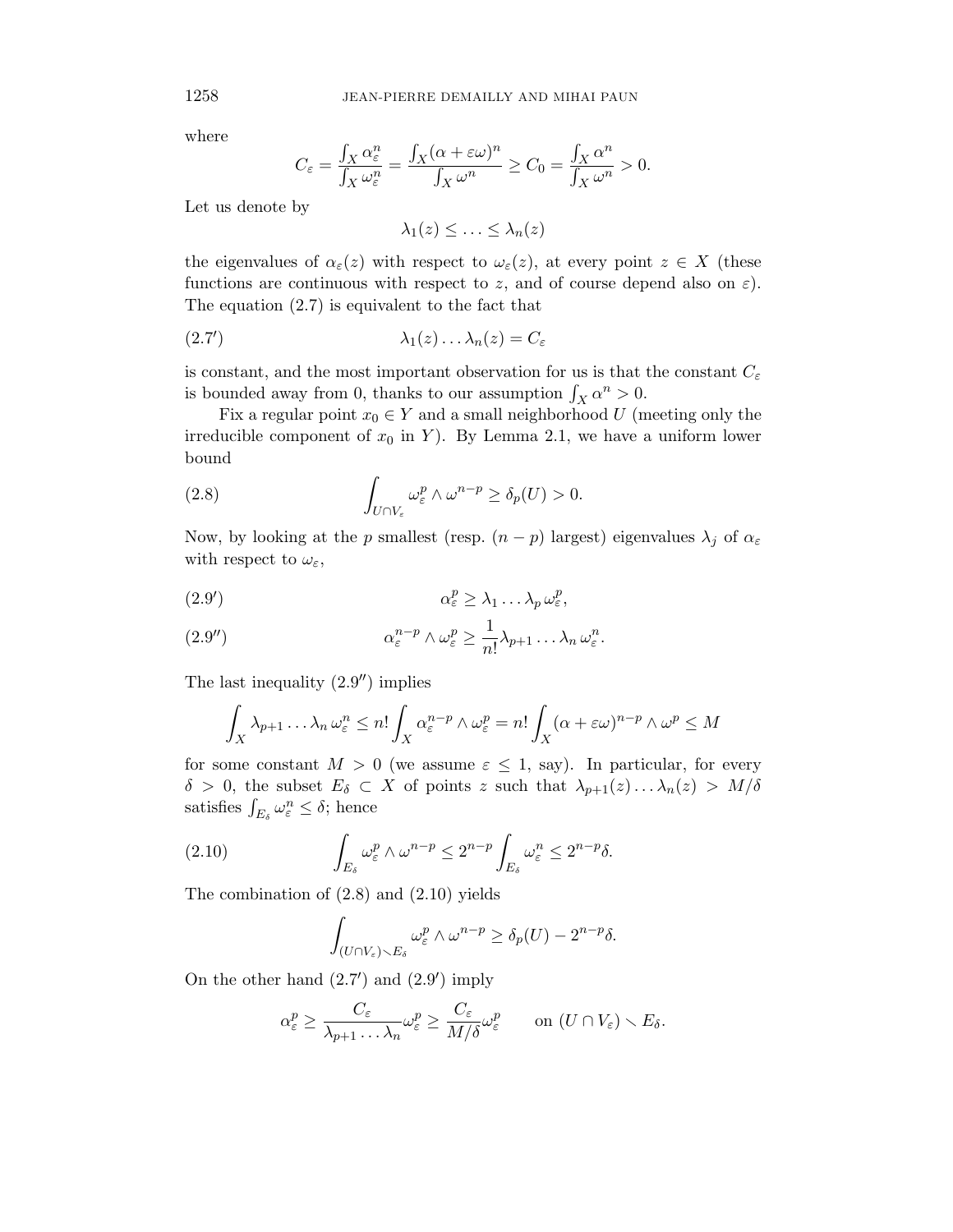where

$$C_\varepsilon = \frac{\int_X \alpha_\varepsilon^n}{\int_X \omega_\varepsilon^n} = \frac{\int_X (\alpha + \varepsilon\omega)^n}{\int_X \omega^n} \geq C_0 = \frac{\int_X \alpha^n}{\int_X \omega^n} > 0.$$

Let us denote by

$$\lambda_1(z) \leq \ldots \leq \lambda_n(z)$$

the eigenvalues of $\alpha_\varepsilon(z)$ with respect to $\omega_\varepsilon(z)$, at every point $z \in X$ (these functions are continuous with respect to $z$, and of course depend also on $\varepsilon$). The equation (2.7) is equivalent to the fact that

$$\lambda_1(z) \ldots \lambda_n(z) = C_\varepsilon \tag{2.7$'$}$$

is constant, and the most important observation for us is that the constant $C_\varepsilon$ is bounded away from 0, thanks to our assumption $\int_X \alpha^n > 0$.

Fix a regular point $x_0 \in Y$ and a small neighborhood $U$ (meeting only the irreducible component of $x_0$ in $Y$). By Lemma 2.1, we have a uniform lower bound

$$\int_{U \cap V_\varepsilon} \omega_\varepsilon^p \wedge \omega^{n-p} \geq \delta_p(U) > 0. \tag{2.8}$$

Now, by looking at the $p$ smallest (resp. $(n-p)$ largest) eigenvalues $\lambda_j$ of $\alpha_\varepsilon$ with respect to $\omega_\varepsilon$,

$$\alpha_\varepsilon^p \geq \lambda_1 \ldots \lambda_p \, \omega_\varepsilon^p, \tag{2.9$'$}$$

$$\alpha_\varepsilon^{n-p} \wedge \omega_\varepsilon^p \geq \frac{1}{n!} \lambda_{p+1} \ldots \lambda_n \, \omega_\varepsilon^n. \tag{2.9$''$}$$

The last inequality (2.9$''$) implies

$$\int_X \lambda_{p+1} \ldots \lambda_n \, \omega_\varepsilon^n \leq n! \int_X \alpha_\varepsilon^{n-p} \wedge \omega_\varepsilon^p = n! \int_X (\alpha + \varepsilon\omega)^{n-p} \wedge \omega^p \leq M$$

for some constant $M > 0$ (we assume $\varepsilon \leq 1$, say). In particular, for every $\delta > 0$, the subset $E_\delta \subset X$ of points $z$ such that $\lambda_{p+1}(z) \ldots \lambda_n(z) > M/\delta$ satisfies $\int_{E_\delta} \omega_\varepsilon^n \leq \delta$; hence

$$\int_{E_\delta} \omega_\varepsilon^p \wedge \omega^{n-p} \leq 2^{n-p} \int_{E_\delta} \omega_\varepsilon^n \leq 2^{n-p} \delta. \tag{2.10}$$

The combination of (2.8) and (2.10) yields

$$\int_{(U \cap V_\varepsilon) \smallsetminus E_\delta} \omega_\varepsilon^p \wedge \omega^{n-p} \geq \delta_p(U) - 2^{n-p}\delta.$$

On the other hand (2.7$'$) and (2.9$'$) imply

$$\alpha_\varepsilon^p \geq \frac{C_\varepsilon}{\lambda_{p+1} \ldots \lambda_n} \omega_\varepsilon^p \geq \frac{C_\varepsilon}{M/\delta} \omega_\varepsilon^p \qquad \text{on } (U \cap V_\varepsilon) \smallsetminus E_\delta.$$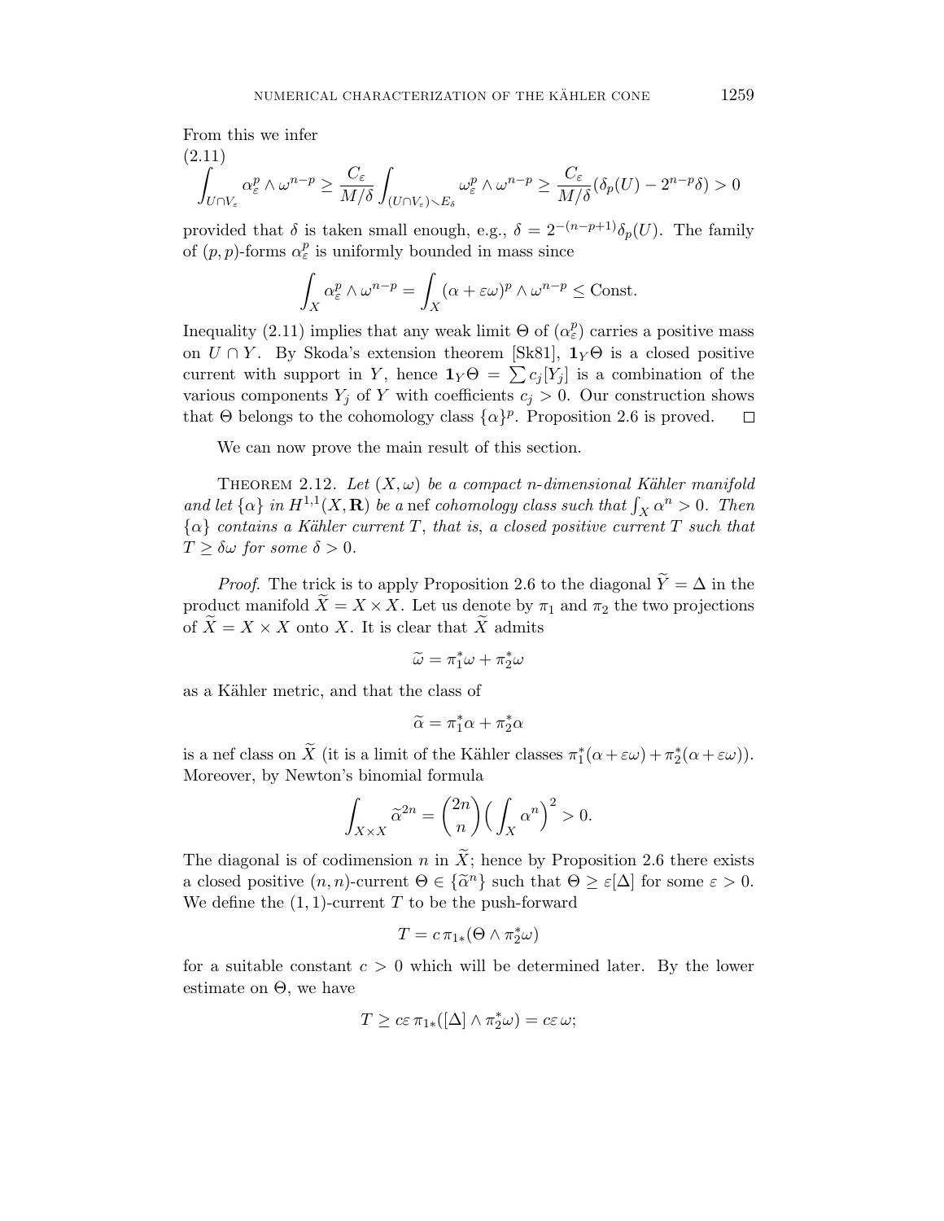From this we infer

$$\int_{U\cap V_\varepsilon} \alpha_\varepsilon^p \wedge \omega^{n-p} \geq \frac{C_\varepsilon}{M/\delta} \int_{(U\cap V_\varepsilon)\smallsetminus E_\delta} \omega_\varepsilon^p \wedge \omega^{n-p} \geq \frac{C_\varepsilon}{M/\delta}(\delta_p(U) - 2^{n-p}\delta) > 0 \tag{2.11}$$

provided that $\delta$ is taken small enough, e.g., $\delta = 2^{-(n-p+1)}\delta_p(U)$. The family of $(p,p)$-forms $\alpha_\varepsilon^p$ is uniformly bounded in mass since

$$\int_X \alpha_\varepsilon^p \wedge \omega^{n-p} = \int_X (\alpha + \varepsilon\omega)^p \wedge \omega^{n-p} \leq \text{Const.}$$

Inequality (2.11) implies that any weak limit $\Theta$ of $(\alpha_\varepsilon^p)$ carries a positive mass on $U \cap Y$. By Skoda's extension theorem [Sk81], $\mathbf{1}_Y\Theta$ is a closed positive current with support in $Y$, hence $\mathbf{1}_Y\Theta = \sum c_j[Y_j]$ is a combination of the various components $Y_j$ of $Y$ with coefficients $c_j > 0$. Our construction shows that $\Theta$ belongs to the cohomology class $\{\alpha\}^p$. Proposition 2.6 is proved. $\square$

We can now prove the main result of this section.

THEOREM 2.12. *Let $(X,\omega)$ be a compact $n$-dimensional Kähler manifold and let $\{\alpha\}$ in $H^{1,1}(X,\mathbf{R})$ be a* nef *cohomology class such that $\int_X \alpha^n > 0$. Then $\{\alpha\}$ contains a Kähler current $T$, that is, a closed positive current $T$ such that $T \geq \delta\omega$ for some $\delta > 0$.*

*Proof.* The trick is to apply Proposition 2.6 to the diagonal $\widetilde{Y} = \Delta$ in the product manifold $\widetilde{X} = X \times X$. Let us denote by $\pi_1$ and $\pi_2$ the two projections of $\widetilde{X} = X \times X$ onto $X$. It is clear that $\widetilde{X}$ admits

$$\widetilde{\omega} = \pi_1^*\omega + \pi_2^*\omega$$

as a Kähler metric, and that the class of

$$\widetilde{\alpha} = \pi_1^*\alpha + \pi_2^*\alpha$$

is a nef class on $\widetilde{X}$ (it is a limit of the Kähler classes $\pi_1^*(\alpha+\varepsilon\omega) + \pi_2^*(\alpha+\varepsilon\omega)$). Moreover, by Newton's binomial formula

$$\int_{X\times X} \widetilde{\alpha}^{2n} = \binom{2n}{n}\Big(\int_X \alpha^n\Big)^2 > 0.$$

The diagonal is of codimension $n$ in $\widetilde{X}$; hence by Proposition 2.6 there exists a closed positive $(n,n)$-current $\Theta \in \{\widetilde{\alpha}^n\}$ such that $\Theta \geq \varepsilon[\Delta]$ for some $\varepsilon > 0$. We define the $(1,1)$-current $T$ to be the push-forward

$$T = c\,\pi_{1*}(\Theta \wedge \pi_2^*\omega)$$

for a suitable constant $c > 0$ which will be determined later. By the lower estimate on $\Theta$, we have

$$T \geq c\varepsilon\,\pi_{1*}([\Delta] \wedge \pi_2^*\omega) = c\varepsilon\,\omega;$$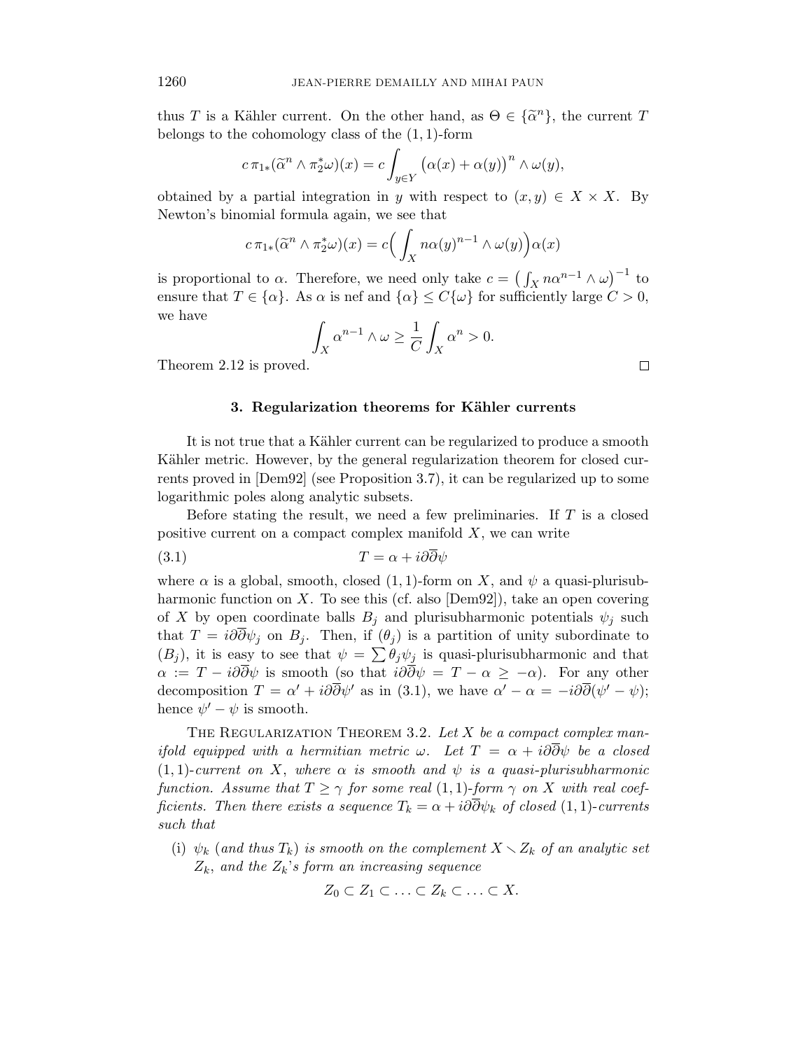thus $T$ is a Kähler current. On the other hand, as $\Theta \in \{\widetilde{\alpha}^n\}$, the current $T$ belongs to the cohomology class of the $(1,1)$-form

$$c\,\pi_{1*}(\widetilde{\alpha}^n \wedge \pi_2^*\omega)(x) = c\int_{y\in Y} \big(\alpha(x)+\alpha(y)\big)^n \wedge \omega(y),$$

obtained by a partial integration in $y$ with respect to $(x,y) \in X \times X$. By Newton's binomial formula again, we see that

$$c\,\pi_{1*}(\widetilde{\alpha}^n \wedge \pi_2^*\omega)(x) = c\Big(\int_X n\alpha(y)^{n-1} \wedge \omega(y)\Big)\alpha(x)$$

is proportional to $\alpha$. Therefore, we need only take $c = \big(\int_X n\alpha^{n-1}\wedge\omega\big)^{-1}$ to ensure that $T \in \{\alpha\}$. As $\alpha$ is nef and $\{\alpha\} \le C\{\omega\}$ for sufficiently large $C > 0$, we have

$$\int_X \alpha^{n-1}\wedge\omega \ge \frac{1}{C}\int_X \alpha^n > 0.$$

Theorem 2.12 is proved. $\square$

## 3. Regularization theorems for Kähler currents

It is not true that a Kähler current can be regularized to produce a smooth Kähler metric. However, by the general regularization theorem for closed currents proved in [Dem92] (see Proposition 3.7), it can be regularized up to some logarithmic poles along analytic subsets.

Before stating the result, we need a few preliminaries. If $T$ is a closed positive current on a compact complex manifold $X$, we can write

$$T = \alpha + i\partial\overline{\partial}\psi \tag{3.1}$$

where $\alpha$ is a global, smooth, closed $(1,1)$-form on $X$, and $\psi$ a quasi-plurisubharmonic function on $X$. To see this (cf. also [Dem92]), take an open covering of $X$ by open coordinate balls $B_j$ and plurisubharmonic potentials $\psi_j$ such that $T = i\partial\overline{\partial}\psi_j$ on $B_j$. Then, if $(\theta_j)$ is a partition of unity subordinate to $(B_j)$, it is easy to see that $\psi = \sum \theta_j\psi_j$ is quasi-plurisubharmonic and that $\alpha := T - i\partial\overline{\partial}\psi$ is smooth (so that $i\partial\overline{\partial}\psi = T - \alpha \ge -\alpha$). For any other decomposition $T = \alpha' + i\partial\overline{\partial}\psi'$ as in (3.1), we have $\alpha' - \alpha = -i\partial\overline{\partial}(\psi' - \psi)$; hence $\psi' - \psi$ is smooth.

The Regularization Theorem 3.2. *Let $X$ be a compact complex manifold equipped with a hermitian metric $\omega$. Let $T = \alpha + i\partial\overline{\partial}\psi$ be a closed $(1,1)$-current on $X$, where $\alpha$ is smooth and $\psi$ is a quasi-plurisubharmonic function. Assume that $T \ge \gamma$ for some real $(1,1)$-form $\gamma$ on $X$ with real coefficients. Then there exists a sequence $T_k = \alpha + i\partial\overline{\partial}\psi_k$ of closed $(1,1)$-currents such that*

(i) *$\psi_k$ (and thus $T_k$) is smooth on the complement $X \smallsetminus Z_k$ of an analytic set $Z_k$, and the $Z_k$'s form an increasing sequence*

$$Z_0 \subset Z_1 \subset \ldots \subset Z_k \subset \ldots \subset X.$$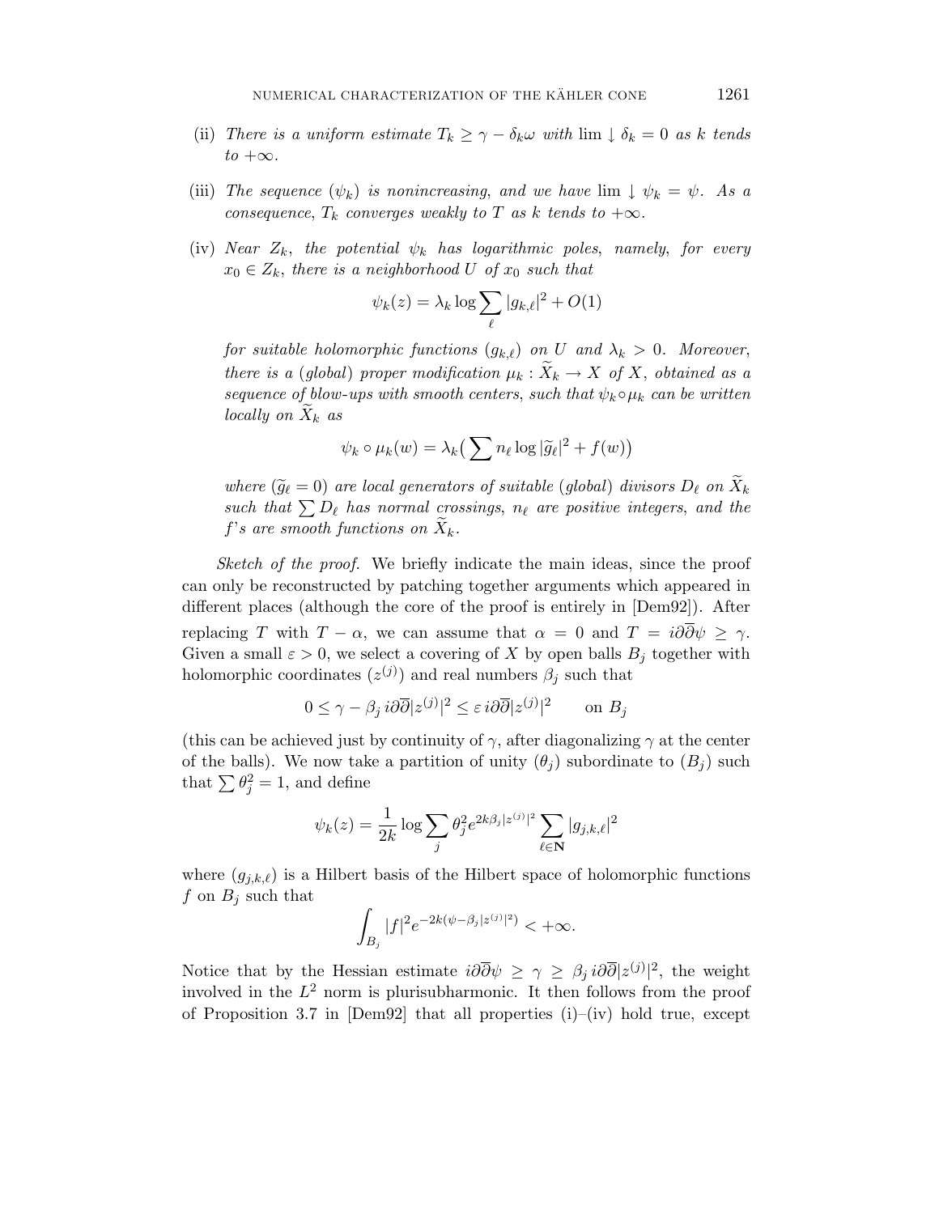(ii) *There is a uniform estimate $T_k \geq \gamma - \delta_k \omega$ with $\lim \downarrow \delta_k = 0$ as $k$ tends to $+\infty$.*

(iii) *The sequence $(\psi_k)$ is nonincreasing, and we have $\lim \downarrow \psi_k = \psi$. As a consequence, $T_k$ converges weakly to $T$ as $k$ tends to $+\infty$.*

(iv) *Near $Z_k$, the potential $\psi_k$ has logarithmic poles, namely, for every $x_0 \in Z_k$, there is a neighborhood $U$ of $x_0$ such that*

$$\psi_k(z) = \lambda_k \log \sum_\ell |g_{k,\ell}|^2 + O(1)$$

*for suitable holomorphic functions $(g_{k,\ell})$ on $U$ and $\lambda_k > 0$. Moreover, there is a (global) proper modification $\mu_k : \widetilde{X}_k \to X$ of $X$, obtained as a sequence of blow-ups with smooth centers, such that $\psi_k \circ \mu_k$ can be written locally on $\widetilde{X}_k$ as*

$$\psi_k \circ \mu_k(w) = \lambda_k\big(\sum n_\ell \log |\widetilde{g}_\ell|^2 + f(w)\big)$$

*where $(\widetilde{g}_\ell = 0)$ are local generators of suitable (global) divisors $D_\ell$ on $\widetilde{X}_k$ such that $\sum D_\ell$ has normal crossings, $n_\ell$ are positive integers, and the $f$'s are smooth functions on $\widetilde{X}_k$.*

*Sketch of the proof.* We briefly indicate the main ideas, since the proof can only be reconstructed by patching together arguments which appeared in different places (although the core of the proof is entirely in [Dem92]). After replacing $T$ with $T - \alpha$, we can assume that $\alpha = 0$ and $T = i\partial\overline{\partial}\psi \geq \gamma$. Given a small $\varepsilon > 0$, we select a covering of $X$ by open balls $B_j$ together with holomorphic coordinates $(z^{(j)})$ and real numbers $\beta_j$ such that

$$0 \leq \gamma - \beta_j \, i\partial\overline{\partial}|z^{(j)}|^2 \leq \varepsilon \, i\partial\overline{\partial}|z^{(j)}|^2 \qquad \text{on } B_j$$

(this can be achieved just by continuity of $\gamma$, after diagonalizing $\gamma$ at the center of the balls). We now take a partition of unity $(\theta_j)$ subordinate to $(B_j)$ such that $\sum \theta_j^2 = 1$, and define

$$\psi_k(z) = \frac{1}{2k} \log \sum_j \theta_j^2 e^{2k\beta_j|z^{(j)}|^2} \sum_{\ell \in \mathbf{N}} |g_{j,k,\ell}|^2$$

where $(g_{j,k,\ell})$ is a Hilbert basis of the Hilbert space of holomorphic functions $f$ on $B_j$ such that

$$\int_{B_j} |f|^2 e^{-2k(\psi - \beta_j|z^{(j)}|^2)} < +\infty.$$

Notice that by the Hessian estimate $i\partial\overline{\partial}\psi \geq \gamma \geq \beta_j \, i\partial\overline{\partial}|z^{(j)}|^2$, the weight involved in the $L^2$ norm is plurisubharmonic. It then follows from the proof of Proposition 3.7 in [Dem92] that all properties (i)–(iv) hold true, except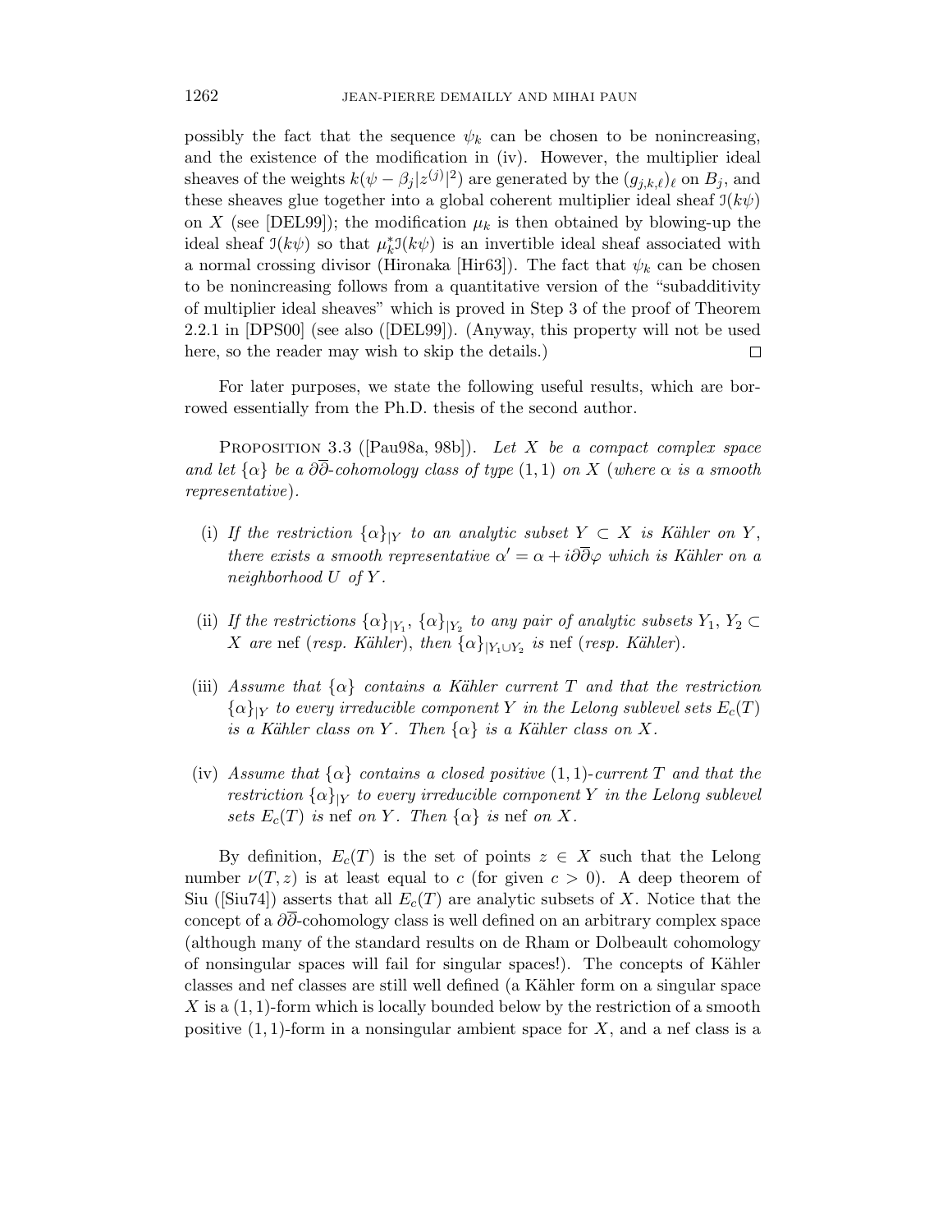possibly the fact that the sequence $\psi_k$ can be chosen to be nonincreasing, and the existence of the modification in (iv). However, the multiplier ideal sheaves of the weights $k(\psi - \beta_j|z^{(j)}|^2)$ are generated by the $(g_{j,k,\ell})_\ell$ on $B_j$, and these sheaves glue together into a global coherent multiplier ideal sheaf $\mathcal{I}(k\psi)$ on $X$ (see [DEL99]); the modification $\mu_k$ is then obtained by blowing-up the ideal sheaf $\mathcal{I}(k\psi)$ so that $\mu_k^*\mathcal{I}(k\psi)$ is an invertible ideal sheaf associated with a normal crossing divisor (Hironaka [Hir63]). The fact that $\psi_k$ can be chosen to be nonincreasing follows from a quantitative version of the "subadditivity of multiplier ideal sheaves" which is proved in Step 3 of the proof of Theorem 2.2.1 in [DPS00] (see also ([DEL99]). (Anyway, this property will not be used here, so the reader may wish to skip the details.) $\square$

For later purposes, we state the following useful results, which are borrowed essentially from the Ph.D. thesis of the second author.

Proposition 3.3 ([Pau98a, 98b]). *Let $X$ be a compact complex space and let $\{\alpha\}$ be a $\partial\overline{\partial}$-cohomology class of type $(1,1)$ on $X$ (where $\alpha$ is a smooth representative).*

(i) *If the restriction $\{\alpha\}_{|Y}$ to an analytic subset $Y \subset X$ is Kähler on $Y$, there exists a smooth representative $\alpha' = \alpha + i\partial\overline{\partial}\varphi$ which is Kähler on a neighborhood $U$ of $Y$.*

(ii) *If the restrictions $\{\alpha\}_{|Y_1}$, $\{\alpha\}_{|Y_2}$ to any pair of analytic subsets $Y_1, Y_2 \subset X$ are* nef *(resp. Kähler), then $\{\alpha\}_{|Y_1\cup Y_2}$ is* nef *(resp. Kähler).*

(iii) *Assume that $\{\alpha\}$ contains a Kähler current $T$ and that the restriction $\{\alpha\}_{|Y}$ to every irreducible component $Y$ in the Lelong sublevel sets $E_c(T)$ is a Kähler class on $Y$. Then $\{\alpha\}$ is a Kähler class on $X$.*

(iv) *Assume that $\{\alpha\}$ contains a closed positive $(1,1)$-current $T$ and that the restriction $\{\alpha\}_{|Y}$ to every irreducible component $Y$ in the Lelong sublevel sets $E_c(T)$ is* nef *on $Y$. Then $\{\alpha\}$ is* nef *on $X$.*

By definition, $E_c(T)$ is the set of points $z \in X$ such that the Lelong number $\nu(T,z)$ is at least equal to $c$ (for given $c > 0$). A deep theorem of Siu ([Siu74]) asserts that all $E_c(T)$ are analytic subsets of $X$. Notice that the concept of a $\partial\overline{\partial}$-cohomology class is well defined on an arbitrary complex space (although many of the standard results on de Rham or Dolbeault cohomology of nonsingular spaces will fail for singular spaces!). The concepts of Kähler classes and nef classes are still well defined (a Kähler form on a singular space $X$ is a $(1,1)$-form which is locally bounded below by the restriction of a smooth positive $(1,1)$-form in a nonsingular ambient space for $X$, and a nef class is a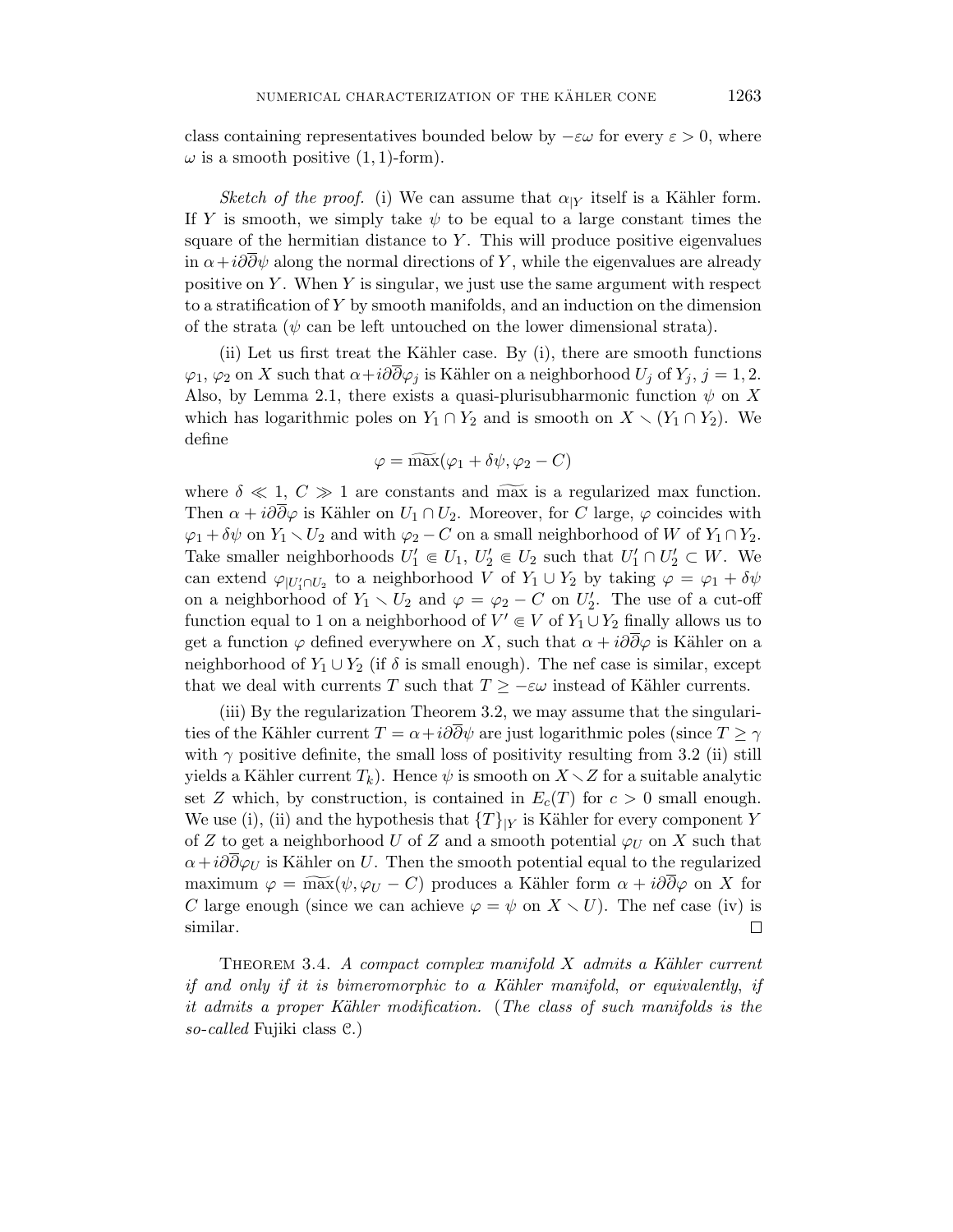class containing representatives bounded below by $-\varepsilon\omega$ for every $\varepsilon > 0$, where $\omega$ is a smooth positive $(1,1)$-form).

*Sketch of the proof.* (i) We can assume that $\alpha_{|Y}$ itself is a Kähler form. If $Y$ is smooth, we simply take $\psi$ to be equal to a large constant times the square of the hermitian distance to $Y$. This will produce positive eigenvalues in $\alpha + i\partial\overline{\partial}\psi$ along the normal directions of $Y$, while the eigenvalues are already positive on $Y$. When $Y$ is singular, we just use the same argument with respect to a stratification of $Y$ by smooth manifolds, and an induction on the dimension of the strata ($\psi$ can be left untouched on the lower dimensional strata).

(ii) Let us first treat the Kähler case. By (i), there are smooth functions $\varphi_1$, $\varphi_2$ on $X$ such that $\alpha + i\partial\overline{\partial}\varphi_j$ is Kähler on a neighborhood $U_j$ of $Y_j$, $j = 1, 2$. Also, by Lemma 2.1, there exists a quasi-plurisubharmonic function $\psi$ on $X$ which has logarithmic poles on $Y_1 \cap Y_2$ and is smooth on $X \smallsetminus (Y_1 \cap Y_2)$. We define

$$\varphi = \widetilde{\max}(\varphi_1 + \delta\psi, \varphi_2 - C)$$

where $\delta \ll 1$, $C \gg 1$ are constants and $\widetilde{\max}$ is a regularized max function. Then $\alpha + i\partial\overline{\partial}\varphi$ is Kähler on $U_1 \cap U_2$. Moreover, for $C$ large, $\varphi$ coincides with $\varphi_1 + \delta\psi$ on $Y_1 \smallsetminus U_2$ and with $\varphi_2 - C$ on a small neighborhood of $W$ of $Y_1 \cap Y_2$. Take smaller neighborhoods $U_1' \Subset U_1$, $U_2' \Subset U_2$ such that $U_1' \cap U_2' \subset W$. We can extend $\varphi_{|U_1' \cap U_2}$ to a neighborhood $V$ of $Y_1 \cup Y_2$ by taking $\varphi = \varphi_1 + \delta\psi$ on a neighborhood of $Y_1 \smallsetminus U_2$ and $\varphi = \varphi_2 - C$ on $U_2'$. The use of a cut-off function equal to 1 on a neighborhood of $V' \Subset V$ of $Y_1 \cup Y_2$ finally allows us to get a function $\varphi$ defined everywhere on $X$, such that $\alpha + i\partial\overline{\partial}\varphi$ is Kähler on a neighborhood of $Y_1 \cup Y_2$ (if $\delta$ is small enough). The nef case is similar, except that we deal with currents $T$ such that $T \geq -\varepsilon\omega$ instead of Kähler currents.

(iii) By the regularization Theorem 3.2, we may assume that the singularities of the Kähler current $T = \alpha + i\partial\overline{\partial}\psi$ are just logarithmic poles (since $T \geq \gamma$ with $\gamma$ positive definite, the small loss of positivity resulting from 3.2 (ii) still yields a Kähler current $T_k$). Hence $\psi$ is smooth on $X \smallsetminus Z$ for a suitable analytic set $Z$ which, by construction, is contained in $E_c(T)$ for $c > 0$ small enough. We use (i), (ii) and the hypothesis that $\{T\}_{|Y}$ is Kähler for every component $Y$ of $Z$ to get a neighborhood $U$ of $Z$ and a smooth potential $\varphi_U$ on $X$ such that $\alpha + i\partial\overline{\partial}\varphi_U$ is Kähler on $U$. Then the smooth potential equal to the regularized maximum $\varphi = \widetilde{\max}(\psi, \varphi_U - C)$ produces a Kähler form $\alpha + i\partial\overline{\partial}\varphi$ on $X$ for $C$ large enough (since we can achieve $\varphi = \psi$ on $X \smallsetminus U$). The nef case (iv) is similar. □

THEOREM 3.4. *A compact complex manifold $X$ admits a Kähler current if and only if it is bimeromorphic to a Kähler manifold, or equivalently, if it admits a proper Kähler modification.* (*The class of such manifolds is the so-called* Fujiki class $\mathcal{C}$.)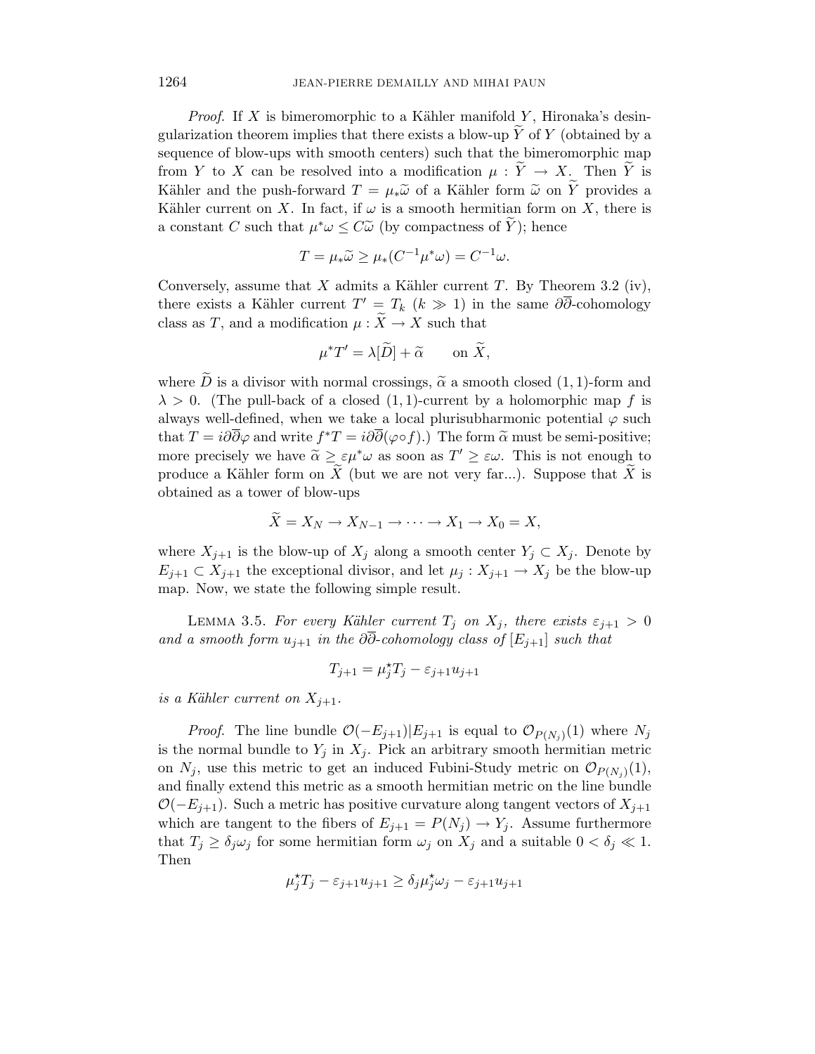*Proof.* If $X$ is bimeromorphic to a Kähler manifold $Y$, Hironaka's desingularization theorem implies that there exists a blow-up $\widetilde{Y}$ of $Y$ (obtained by a sequence of blow-ups with smooth centers) such that the bimeromorphic map from $Y$ to $X$ can be resolved into a modification $\mu : \widetilde{Y} \to X$. Then $\widetilde{Y}$ is Kähler and the push-forward $T = \mu_* \widetilde{\omega}$ of a Kähler form $\widetilde{\omega}$ on $\widetilde{Y}$ provides a Kähler current on $X$. In fact, if $\omega$ is a smooth hermitian form on $X$, there is a constant $C$ such that $\mu^* \omega \leq C \widetilde{\omega}$ (by compactness of $\widetilde{Y}$); hence

$$T = \mu_* \widetilde{\omega} \geq \mu_*(C^{-1} \mu^* \omega) = C^{-1} \omega.$$

Conversely, assume that $X$ admits a Kähler current $T$. By Theorem 3.2 (iv), there exists a Kähler current $T' = T_k$ $(k \gg 1)$ in the same $\partial\overline{\partial}$-cohomology class as $T$, and a modification $\mu : \widetilde{X} \to X$ such that

$$\mu^* T' = \lambda[\widetilde{D}] + \widetilde{\alpha} \qquad \text{on } \widetilde{X},$$

where $\widetilde{D}$ is a divisor with normal crossings, $\widetilde{\alpha}$ a smooth closed $(1,1)$-form and $\lambda > 0$. (The pull-back of a closed $(1,1)$-current by a holomorphic map $f$ is always well-defined, when we take a local plurisubharmonic potential $\varphi$ such that $T = i\partial\overline{\partial}\varphi$ and write $f^*T = i\partial\overline{\partial}(\varphi \circ f)$.) The form $\widetilde{\alpha}$ must be semi-positive; more precisely we have $\widetilde{\alpha} \geq \varepsilon \mu^* \omega$ as soon as $T' \geq \varepsilon \omega$. This is not enough to produce a Kähler form on $\widetilde{X}$ (but we are not very far...). Suppose that $\widetilde{X}$ is obtained as a tower of blow-ups

$$\widetilde{X} = X_N \to X_{N-1} \to \cdots \to X_1 \to X_0 = X,$$

where $X_{j+1}$ is the blow-up of $X_j$ along a smooth center $Y_j \subset X_j$. Denote by $E_{j+1} \subset X_{j+1}$ the exceptional divisor, and let $\mu_j : X_{j+1} \to X_j$ be the blow-up map. Now, we state the following simple result.

Lemma 3.5. *For every Kähler current $T_j$ on $X_j$, there exists $\varepsilon_{j+1} > 0$ and a smooth form $u_{j+1}$ in the $\partial\overline{\partial}$-cohomology class of $[E_{j+1}]$ such that*

$$T_{j+1} = \mu_j^\star T_j - \varepsilon_{j+1} u_{j+1}$$

*is a Kähler current on $X_{j+1}$.*

*Proof.* The line bundle $\mathcal{O}(-E_{j+1})|E_{j+1}$ is equal to $\mathcal{O}_{P(N_j)}(1)$ where $N_j$ is the normal bundle to $Y_j$ in $X_j$. Pick an arbitrary smooth hermitian metric on $N_j$, use this metric to get an induced Fubini-Study metric on $\mathcal{O}_{P(N_j)}(1)$, and finally extend this metric as a smooth hermitian metric on the line bundle $\mathcal{O}(-E_{j+1})$. Such a metric has positive curvature along tangent vectors of $X_{j+1}$ which are tangent to the fibers of $E_{j+1} = P(N_j) \to Y_j$. Assume furthermore that $T_j \geq \delta_j \omega_j$ for some hermitian form $\omega_j$ on $X_j$ and a suitable $0 < \delta_j \ll 1$. Then

$$\mu_j^\star T_j - \varepsilon_{j+1} u_{j+1} \geq \delta_j \mu_j^\star \omega_j - \varepsilon_{j+1} u_{j+1}$$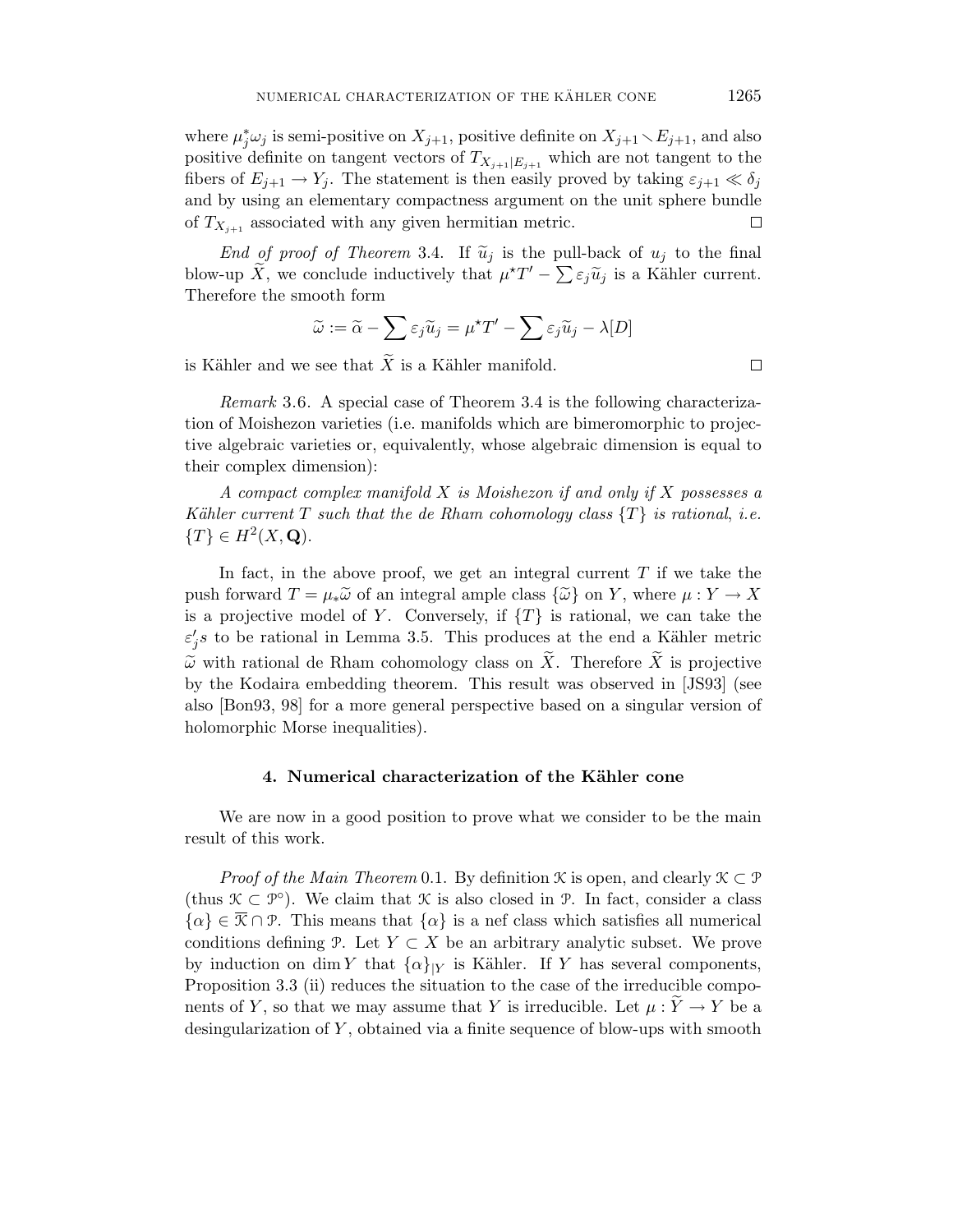where $\mu_j^*\omega_j$ is semi-positive on $X_{j+1}$, positive definite on $X_{j+1} \smallsetminus E_{j+1}$, and also positive definite on tangent vectors of $T_{X_{j+1}|E_{j+1}}$ which are not tangent to the fibers of $E_{j+1} \to Y_j$. The statement is then easily proved by taking $\varepsilon_{j+1} \ll \delta_j$ and by using an elementary compactness argument on the unit sphere bundle of $T_{X_{j+1}}$ associated with any given hermitian metric. □

*End of proof of Theorem* 3.4. If $\widetilde{u}_j$ is the pull-back of $u_j$ to the final blow-up $\widetilde{X}$, we conclude inductively that $\mu^\star T' - \sum \varepsilon_j \widetilde{u}_j$ is a Kähler current. Therefore the smooth form

$$\widetilde{\omega} := \widetilde{\alpha} - \sum \varepsilon_j \widetilde{u}_j = \mu^\star T' - \sum \varepsilon_j \widetilde{u}_j - \lambda[D]$$

is Kähler and we see that $\widetilde{X}$ is a Kähler manifold. □

*Remark* 3.6. A special case of Theorem 3.4 is the following characterization of Moishezon varieties (i.e. manifolds which are bimeromorphic to projective algebraic varieties or, equivalently, whose algebraic dimension is equal to their complex dimension):

*A compact complex manifold $X$ is Moishezon if and only if $X$ possesses a Kähler current $T$ such that the de Rham cohomology class $\{T\}$ is rational*, *i.e.* $\{T\} \in H^2(X, \mathbf{Q})$.

In fact, in the above proof, we get an integral current $T$ if we take the push forward $T = \mu_* \widetilde{\omega}$ of an integral ample class $\{\widetilde{\omega}\}$ on $Y$, where $\mu : Y \to X$ is a projective model of $Y$. Conversely, if $\{T\}$ is rational, we can take the $\varepsilon_j' s$ to be rational in Lemma 3.5. This produces at the end a Kähler metric $\widetilde{\omega}$ with rational de Rham cohomology class on $\widetilde{X}$. Therefore $\widetilde{X}$ is projective by the Kodaira embedding theorem. This result was observed in [JS93] (see also [Bon93, 98] for a more general perspective based on a singular version of holomorphic Morse inequalities).

## 4. Numerical characterization of the Kähler cone

We are now in a good position to prove what we consider to be the main result of this work.

*Proof of the Main Theorem* 0.1. By definition $\mathcal{K}$ is open, and clearly $\mathcal{K} \subset \mathcal{P}$ (thus $\mathcal{K} \subset \mathcal{P}^\circ$). We claim that $\mathcal{K}$ is also closed in $\mathcal{P}$. In fact, consider a class $\{\alpha\} \in \overline{\mathcal{K}} \cap \mathcal{P}$. This means that $\{\alpha\}$ is a nef class which satisfies all numerical conditions defining $\mathcal{P}$. Let $Y \subset X$ be an arbitrary analytic subset. We prove by induction on $\dim Y$ that $\{\alpha\}_{|Y}$ is Kähler. If $Y$ has several components, Proposition 3.3 (ii) reduces the situation to the case of the irreducible components of $Y$, so that we may assume that $Y$ is irreducible. Let $\mu : \widetilde{Y} \to Y$ be a desingularization of $Y$, obtained via a finite sequence of blow-ups with smooth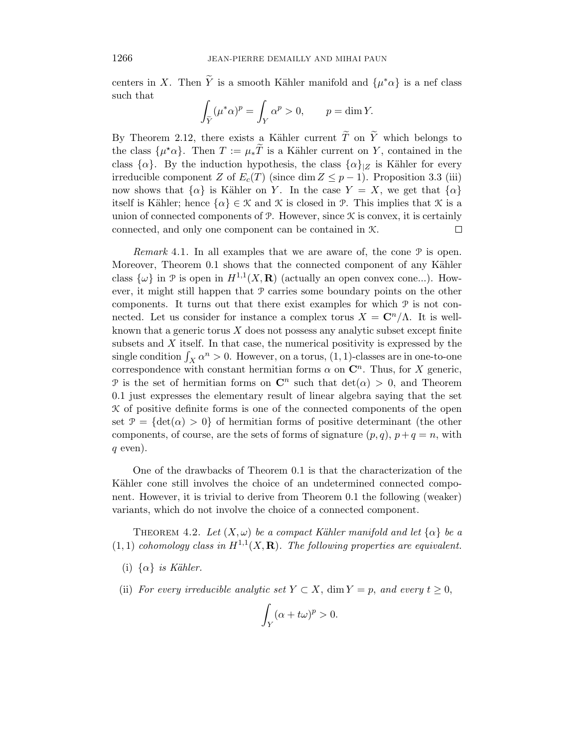centers in $X$. Then $\widetilde{Y}$ is a smooth Kähler manifold and $\{\mu^*\alpha\}$ is a nef class such that

$$\int_{\widetilde{Y}} (\mu^*\alpha)^p = \int_Y \alpha^p > 0, \qquad p = \dim Y.$$

By Theorem 2.12, there exists a Kähler current $\widetilde{T}$ on $\widetilde{Y}$ which belongs to the class $\{\mu^\star\alpha\}$. Then $T := \mu_*\widetilde{T}$ is a Kähler current on $Y$, contained in the class $\{\alpha\}$. By the induction hypothesis, the class $\{\alpha\}_{|Z}$ is Kähler for every irreducible component $Z$ of $E_c(T)$ (since $\dim Z \leq p-1$). Proposition 3.3 (iii) now shows that $\{\alpha\}$ is Kähler on $Y$. In the case $Y = X$, we get that $\{\alpha\}$ itself is Kähler; hence $\{\alpha\} \in \mathcal{K}$ and $\mathcal{K}$ is closed in $\mathcal{P}$. This implies that $\mathcal{K}$ is a union of connected components of $\mathcal{P}$. However, since $\mathcal{K}$ is convex, it is certainly connected, and only one component can be contained in $\mathcal{K}$. $\square$

*Remark* 4.1. In all examples that we are aware of, the cone $\mathcal{P}$ is open. Moreover, Theorem 0.1 shows that the connected component of any Kähler class $\{\omega\}$ in $\mathcal{P}$ is open in $H^{1,1}(X, \mathbf{R})$ (actually an open convex cone...). However, it might still happen that $\mathcal{P}$ carries some boundary points on the other components. It turns out that there exist examples for which $\mathcal{P}$ is not connected. Let us consider for instance a complex torus $X = \mathbf{C}^n/\Lambda$. It is well-known that a generic torus $X$ does not possess any analytic subset except finite subsets and $X$ itself. In that case, the numerical positivity is expressed by the single condition $\int_X \alpha^n > 0$. However, on a torus, $(1,1)$-classes are in one-to-one correspondence with constant hermitian forms $\alpha$ on $\mathbf{C}^n$. Thus, for $X$ generic, $\mathcal{P}$ is the set of hermitian forms on $\mathbf{C}^n$ such that $\det(\alpha) > 0$, and Theorem 0.1 just expresses the elementary result of linear algebra saying that the set $\mathcal{K}$ of positive definite forms is one of the connected components of the open set $\mathcal{P} = \{\det(\alpha) > 0\}$ of hermitian forms of positive determinant (the other components, of course, are the sets of forms of signature $(p,q)$, $p+q = n$, with $q$ even).

One of the drawbacks of Theorem 0.1 is that the characterization of the Kähler cone still involves the choice of an undetermined connected component. However, it is trivial to derive from Theorem 0.1 the following (weaker) variants, which do not involve the choice of a connected component.

THEOREM 4.2. *Let $(X, \omega)$ be a compact Kähler manifold and let $\{\alpha\}$ be a $(1,1)$ cohomology class in $H^{1,1}(X, \mathbf{R})$. The following properties are equivalent.*

(i) *$\{\alpha\}$ is Kähler.*

(ii) *For every irreducible analytic set $Y \subset X$, $\dim Y = p$, and every $t \geq 0$,*

$$\int_Y (\alpha + t\omega)^p > 0.$$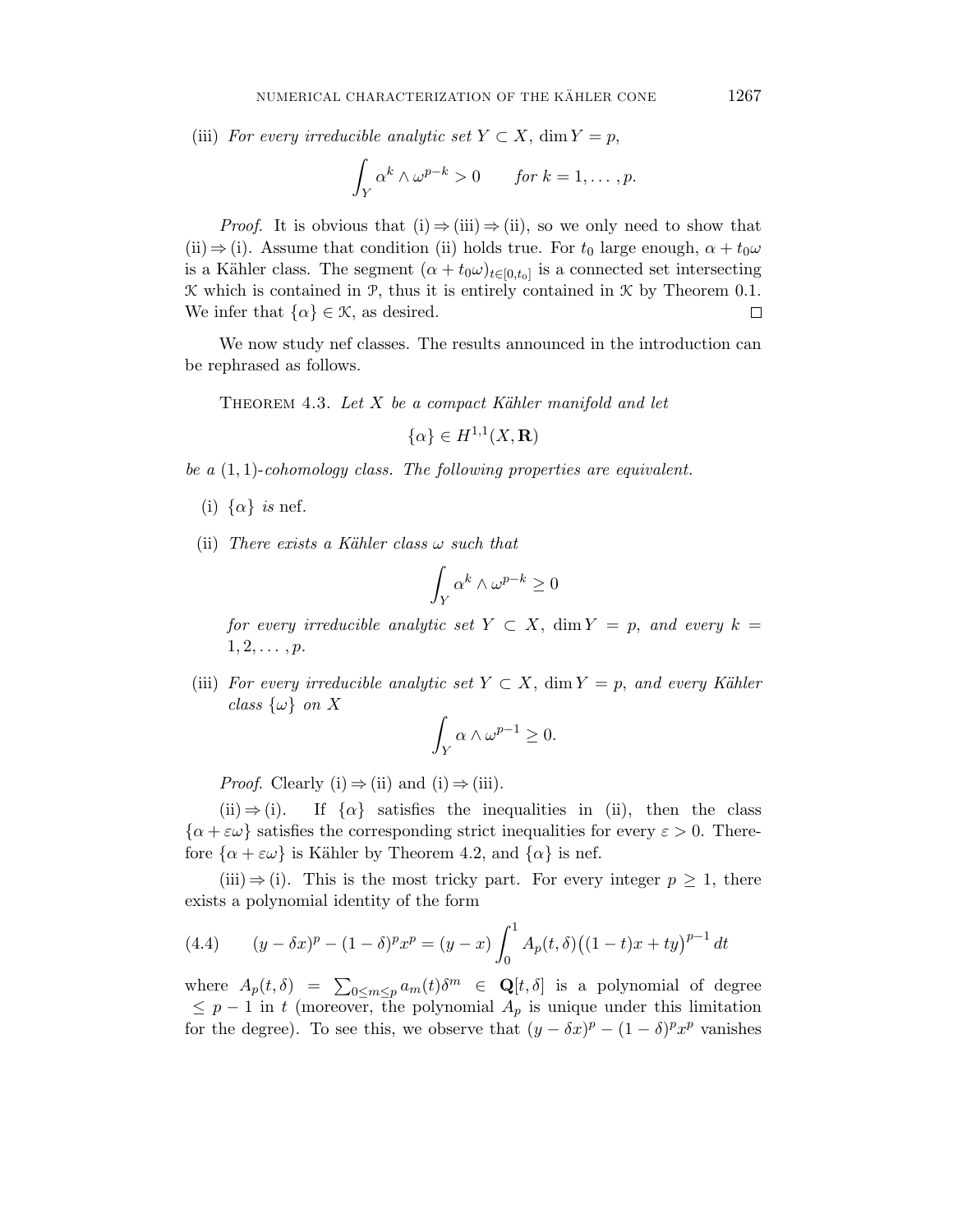(iii) *For every irreducible analytic set $Y \subset X$, $\dim Y = p$,*

$$\int_Y \alpha^k \wedge \omega^{p-k} > 0 \qquad \text{for } k = 1, \ldots, p.$$

*Proof.* It is obvious that (i) ⇒ (iii) ⇒ (ii), so we only need to show that (ii) ⇒ (i). Assume that condition (ii) holds true. For $t_0$ large enough, $\alpha + t_0\omega$ is a Kähler class. The segment $(\alpha + t_0\omega)_{t\in[0,t_0]}$ is a connected set intersecting $\mathcal{K}$ which is contained in $\mathcal{P}$, thus it is entirely contained in $\mathcal{K}$ by Theorem 0.1. We infer that $\{\alpha\} \in \mathcal{K}$, as desired. □

We now study nef classes. The results announced in the introduction can be rephrased as follows.

THEOREM 4.3. *Let $X$ be a compact Kähler manifold and let*

$$\{\alpha\} \in H^{1,1}(X, \mathbf{R})$$

*be a $(1,1)$-cohomology class. The following properties are equivalent.*

(i) $\{\alpha\}$ *is* nef.

(ii) *There exists a Kähler class $\omega$ such that*

$$\int_Y \alpha^k \wedge \omega^{p-k} \geq 0$$

*for every irreducible analytic set $Y \subset X$, $\dim Y = p$, and every $k = 1, 2, \ldots, p$.*

(iii) *For every irreducible analytic set $Y \subset X$, $\dim Y = p$, and every Kähler class $\{\omega\}$ on $X$*

$$\int_Y \alpha \wedge \omega^{p-1} \geq 0.$$

*Proof.* Clearly (i) ⇒ (ii) and (i) ⇒ (iii).

(ii) ⇒ (i). If $\{\alpha\}$ satisfies the inequalities in (ii), then the class $\{\alpha + \varepsilon\omega\}$ satisfies the corresponding strict inequalities for every $\varepsilon > 0$. Therefore $\{\alpha + \varepsilon\omega\}$ is Kähler by Theorem 4.2, and $\{\alpha\}$ is nef.

(iii) ⇒ (i). This is the most tricky part. For every integer $p \geq 1$, there exists a polynomial identity of the form

$$(y - \delta x)^p - (1-\delta)^p x^p = (y - x)\int_0^1 A_p(t,\delta)\big((1-t)x + ty\big)^{p-1}\,dt \tag{4.4}$$

where $A_p(t,\delta) = \sum_{0\leq m\leq p} a_m(t)\delta^m \in \mathbf{Q}[t,\delta]$ is a polynomial of degree $\leq p-1$ in $t$ (moreover, the polynomial $A_p$ is unique under this limitation for the degree). To see this, we observe that $(y - \delta x)^p - (1-\delta)^p x^p$ vanishes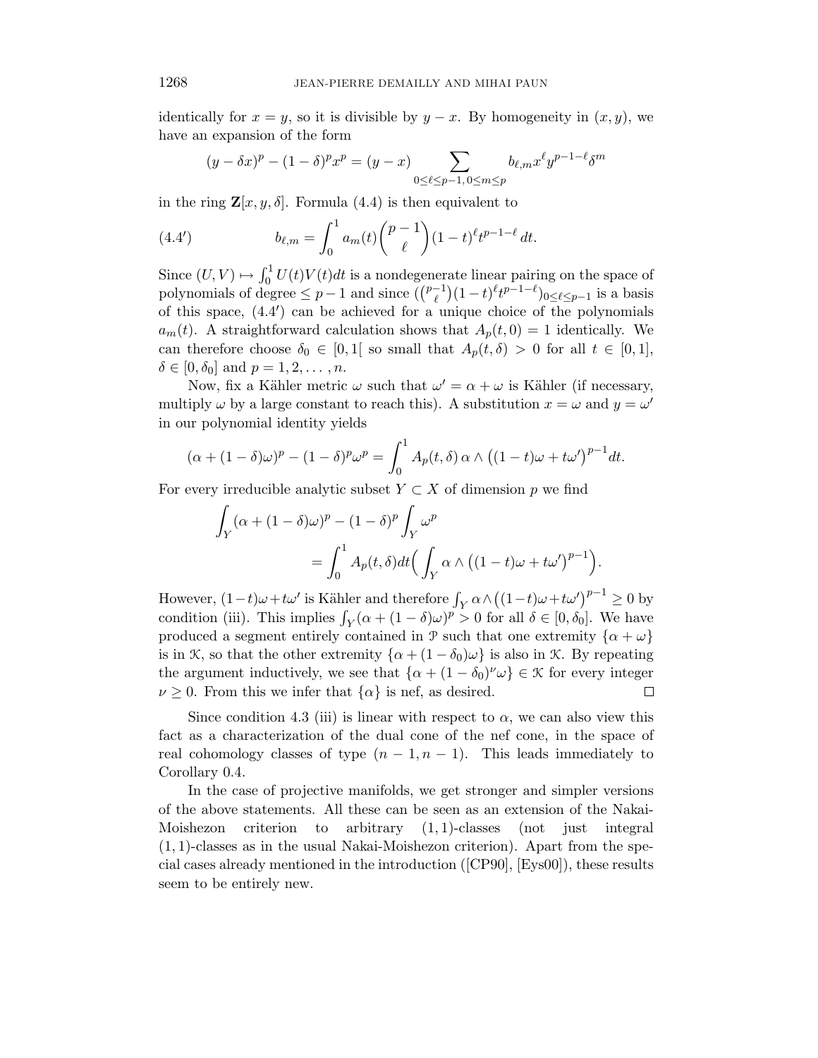identically for $x = y$, so it is divisible by $y - x$. By homogeneity in $(x, y)$, we have an expansion of the form

$$(y - \delta x)^p - (1 - \delta)^p x^p = (y - x) \sum_{0 \le \ell \le p-1,\, 0 \le m \le p} b_{\ell,m} x^\ell y^{p-1-\ell} \delta^m$$

in the ring $\mathbf{Z}[x, y, \delta]$. Formula (4.4) is then equivalent to

$$b_{\ell,m} = \int_0^1 a_m(t) \binom{p-1}{\ell} (1-t)^\ell t^{p-1-\ell}\, dt. \tag{4.4'}$$

Since $(U, V) \mapsto \int_0^1 U(t)V(t)dt$ is a nondegenerate linear pairing on the space of polynomials of degree $\le p-1$ and since $(\binom{p-1}{\ell}(1-t)^\ell t^{p-1-\ell})_{0 \le \ell \le p-1}$ is a basis of this space, (4.4′) can be achieved for a unique choice of the polynomials $a_m(t)$. A straightforward calculation shows that $A_p(t, 0) = 1$ identically. We can therefore choose $\delta_0 \in [0, 1[$ so small that $A_p(t, \delta) > 0$ for all $t \in [0, 1]$, $\delta \in [0, \delta_0]$ and $p = 1, 2, \ldots, n$.

Now, fix a Kähler metric $\omega$ such that $\omega' = \alpha + \omega$ is Kähler (if necessary, multiply $\omega$ by a large constant to reach this). A substitution $x = \omega$ and $y = \omega'$ in our polynomial identity yields

$$(\alpha + (1-\delta)\omega)^p - (1-\delta)^p \omega^p = \int_0^1 A_p(t, \delta)\, \alpha \wedge \big((1-t)\omega + t\omega'\big)^{p-1} dt.$$

For every irreducible analytic subset $Y \subset X$ of dimension $p$ we find

$$\begin{aligned}\int_Y (\alpha + (1-\delta)\omega)^p &- (1-\delta)^p \int_Y \omega^p \\ &= \int_0^1 A_p(t,\delta)dt \Big( \int_Y \alpha \wedge \big((1-t)\omega + t\omega'\big)^{p-1} \Big).\end{aligned}$$

However, $(1-t)\omega + t\omega'$ is Kähler and therefore $\int_Y \alpha \wedge \big((1-t)\omega + t\omega'\big)^{p-1} \ge 0$ by condition (iii). This implies $\int_Y (\alpha + (1-\delta)\omega)^p > 0$ for all $\delta \in [0, \delta_0]$. We have produced a segment entirely contained in $\mathcal{P}$ such that one extremity $\{\alpha + \omega\}$ is in $\mathcal{K}$, so that the other extremity $\{\alpha + (1-\delta_0)\omega\}$ is also in $\mathcal{K}$. By repeating the argument inductively, we see that $\{\alpha + (1-\delta_0)^\nu \omega\} \in \mathcal{K}$ for every integer $\nu \ge 0$. From this we infer that $\{\alpha\}$ is nef, as desired. $\square$

Since condition 4.3 (iii) is linear with respect to $\alpha$, we can also view this fact as a characterization of the dual cone of the nef cone, in the space of real cohomology classes of type $(n-1, n-1)$. This leads immediately to Corollary 0.4.

In the case of projective manifolds, we get stronger and simpler versions of the above statements. All these can be seen as an extension of the Nakai-Moishezon criterion to arbitrary $(1,1)$-classes (not just integral $(1,1)$-classes as in the usual Nakai-Moishezon criterion). Apart from the special cases already mentioned in the introduction ([CP90], [Eys00]), these results seem to be entirely new.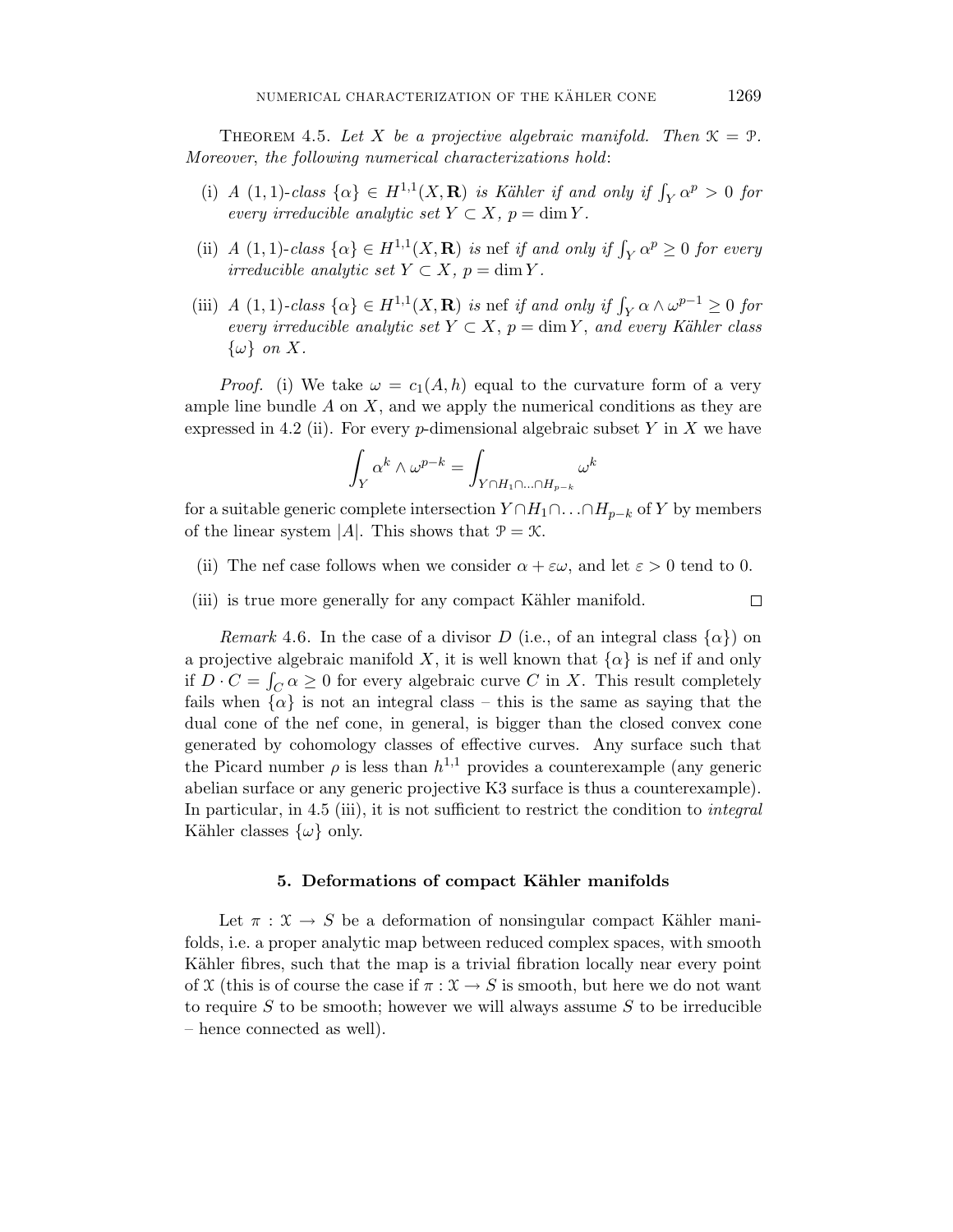Theorem 4.5. *Let $X$ be a projective algebraic manifold. Then $\mathcal{K} = \mathcal{P}$. Moreover, the following numerical characterizations hold*:

(i) *A $(1,1)$-class $\{\alpha\} \in H^{1,1}(X, \mathbf{R})$ is Kähler if and only if $\int_Y \alpha^p > 0$ for every irreducible analytic set $Y \subset X$, $p = \dim Y$.*

(ii) *A $(1,1)$-class $\{\alpha\} \in H^{1,1}(X, \mathbf{R})$ is* nef *if and only if $\int_Y \alpha^p \geq 0$ for every irreducible analytic set $Y \subset X$, $p = \dim Y$.*

(iii) *A $(1,1)$-class $\{\alpha\} \in H^{1,1}(X, \mathbf{R})$ is* nef *if and only if $\int_Y \alpha \wedge \omega^{p-1} \geq 0$ for every irreducible analytic set $Y \subset X$, $p = \dim Y$, and every Kähler class $\{\omega\}$ on $X$.*

*Proof.* (i) We take $\omega = c_1(A, h)$ equal to the curvature form of a very ample line bundle $A$ on $X$, and we apply the numerical conditions as they are expressed in 4.2 (ii). For every $p$-dimensional algebraic subset $Y$ in $X$ we have

$$\int_Y \alpha^k \wedge \omega^{p-k} = \int_{Y \cap H_1 \cap \ldots \cap H_{p-k}} \omega^k$$

for a suitable generic complete intersection $Y \cap H_1 \cap \ldots \cap H_{p-k}$ of $Y$ by members of the linear system $|A|$. This shows that $\mathcal{P} = \mathcal{K}$.

(ii) The nef case follows when we consider $\alpha + \varepsilon\omega$, and let $\varepsilon > 0$ tend to 0.

(iii) is true more generally for any compact Kähler manifold. □

*Remark* 4.6. In the case of a divisor $D$ (i.e., of an integral class $\{\alpha\}$) on a projective algebraic manifold $X$, it is well known that $\{\alpha\}$ is nef if and only if $D \cdot C = \int_C \alpha \geq 0$ for every algebraic curve $C$ in $X$. This result completely fails when $\{\alpha\}$ is not an integral class – this is the same as saying that the dual cone of the nef cone, in general, is bigger than the closed convex cone generated by cohomology classes of effective curves. Any surface such that the Picard number $\rho$ is less than $h^{1,1}$ provides a counterexample (any generic abelian surface or any generic projective K3 surface is thus a counterexample). In particular, in 4.5 (iii), it is not sufficient to restrict the condition to *integral* Kähler classes $\{\omega\}$ only.

## 5. Deformations of compact Kähler manifolds

Let $\pi : \mathcal{X} \to S$ be a deformation of nonsingular compact Kähler manifolds, i.e. a proper analytic map between reduced complex spaces, with smooth Kähler fibres, such that the map is a trivial fibration locally near every point of $\mathcal{X}$ (this is of course the case if $\pi : \mathcal{X} \to S$ is smooth, but here we do not want to require $S$ to be smooth; however we will always assume $S$ to be irreducible – hence connected as well).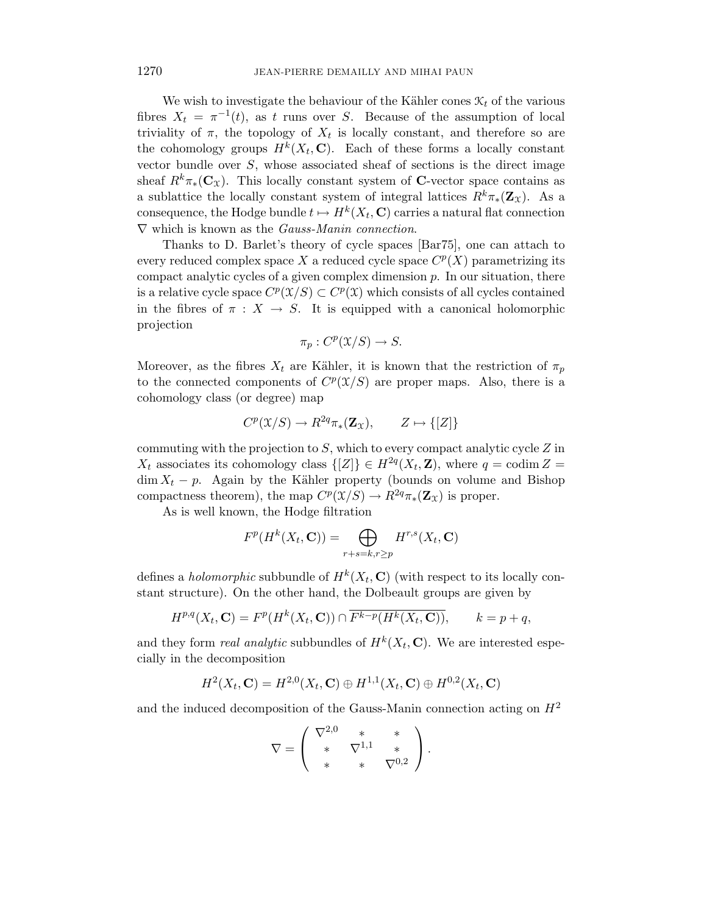We wish to investigate the behaviour of the Kähler cones $\mathcal{K}_t$ of the various fibres $X_t = \pi^{-1}(t)$, as $t$ runs over $S$. Because of the assumption of local triviality of $\pi$, the topology of $X_t$ is locally constant, and therefore so are the cohomology groups $H^k(X_t, \mathbf{C})$. Each of these forms a locally constant vector bundle over $S$, whose associated sheaf of sections is the direct image sheaf $R^k\pi_*(\mathbf{C}_{\mathcal{X}})$. This locally constant system of $\mathbf{C}$-vector space contains as a sublattice the locally constant system of integral lattices $R^k\pi_*(\mathbf{Z}_{\mathcal{X}})$. As a consequence, the Hodge bundle $t \mapsto H^k(X_t, \mathbf{C})$ carries a natural flat connection $\nabla$ which is known as the *Gauss-Manin connection*.

Thanks to D. Barlet's theory of cycle spaces [Bar75], one can attach to every reduced complex space $X$ a reduced cycle space $C^p(X)$ parametrizing its compact analytic cycles of a given complex dimension $p$. In our situation, there is a relative cycle space $C^p(\mathcal{X}/S) \subset C^p(\mathcal{X})$ which consists of all cycles contained in the fibres of $\pi : X \to S$. It is equipped with a canonical holomorphic projection

$$\pi_p : C^p(\mathcal{X}/S) \to S.$$

Moreover, as the fibres $X_t$ are Kähler, it is known that the restriction of $\pi_p$ to the connected components of $C^p(\mathcal{X}/S)$ are proper maps. Also, there is a cohomology class (or degree) map

$$C^p(\mathcal{X}/S) \to R^{2q}\pi_*(\mathbf{Z}_{\mathcal{X}}), \qquad Z \mapsto \{[Z]\}$$

commuting with the projection to $S$, which to every compact analytic cycle $Z$ in $X_t$ associates its cohomology class $\{[Z]\} \in H^{2q}(X_t, \mathbf{Z})$, where $q = \operatorname{codim} Z = \dim X_t - p$. Again by the Kähler property (bounds on volume and Bishop compactness theorem), the map $C^p(\mathcal{X}/S) \to R^{2q}\pi_*(\mathbf{Z}_{\mathcal{X}})$ is proper.

As is well known, the Hodge filtration

$$F^p(H^k(X_t, \mathbf{C})) = \bigoplus_{r+s=k, r\geq p} H^{r,s}(X_t, \mathbf{C})$$

defines a *holomorphic* subbundle of $H^k(X_t, \mathbf{C})$ (with respect to its locally constant structure). On the other hand, the Dolbeault groups are given by

$$H^{p,q}(X_t, \mathbf{C}) = F^p(H^k(X_t, \mathbf{C})) \cap \overline{F^{k-p}(H^k(X_t, \mathbf{C}))}, \qquad k = p + q,$$

and they form *real analytic* subbundles of $H^k(X_t, \mathbf{C})$. We are interested especially in the decomposition

$$H^2(X_t, \mathbf{C}) = H^{2,0}(X_t, \mathbf{C}) \oplus H^{1,1}(X_t, \mathbf{C}) \oplus H^{0,2}(X_t, \mathbf{C})$$

and the induced decomposition of the Gauss-Manin connection acting on $H^2$

$$\nabla = \begin{pmatrix} \nabla^{2,0} & * & * \\ * & \nabla^{1,1} & * \\ * & * & \nabla^{0,2} \end{pmatrix}.$$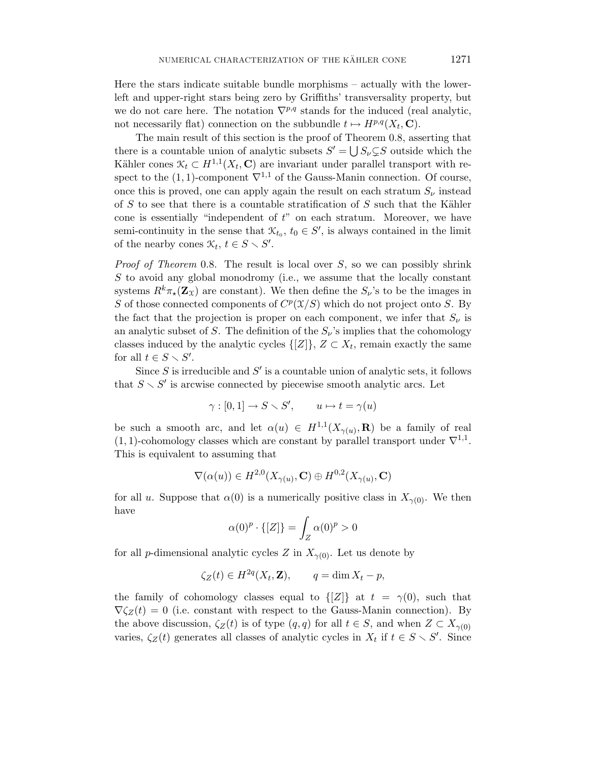Here the stars indicate suitable bundle morphisms – actually with the lower-left and upper-right stars being zero by Griffiths' transversality property, but we do not care here. The notation $\nabla^{p,q}$ stands for the induced (real analytic, not necessarily flat) connection on the subbundle $t \mapsto H^{p,q}(X_t, \mathbf{C})$.

The main result of this section is the proof of Theorem 0.8, asserting that there is a countable union of analytic subsets $S' = \bigcup S_\nu \subsetneq S$ outside which the Kähler cones $\mathcal{K}_t \subset H^{1,1}(X_t, \mathbf{C})$ are invariant under parallel transport with respect to the $(1,1)$-component $\nabla^{1,1}$ of the Gauss-Manin connection. Of course, once this is proved, one can apply again the result on each stratum $S_\nu$ instead of $S$ to see that there is a countable stratification of $S$ such that the Kähler cone is essentially "independent of $t$" on each stratum. Moreover, we have semi-continuity in the sense that $\mathcal{K}_{t_0}$, $t_0 \in S'$, is always contained in the limit of the nearby cones $\mathcal{K}_t$, $t \in S \smallsetminus S'$.

*Proof of Theorem* 0.8. The result is local over $S$, so we can possibly shrink $S$ to avoid any global monodromy (i.e., we assume that the locally constant systems $R^k\pi_\star(\mathbf{Z}_\mathcal{X})$ are constant). We then define the $S_\nu$'s to be the images in $S$ of those connected components of $C^p(\mathcal{X}/S)$ which do not project onto $S$. By the fact that the projection is proper on each component, we infer that $S_\nu$ is an analytic subset of $S$. The definition of the $S_\nu$'s implies that the cohomology classes induced by the analytic cycles $\{[Z]\}$, $Z \subset X_t$, remain exactly the same for all $t \in S \smallsetminus S'$.

Since $S$ is irreducible and $S'$ is a countable union of analytic sets, it follows that $S \smallsetminus S'$ is arcwise connected by piecewise smooth analytic arcs. Let

$$\gamma : [0,1] \to S \smallsetminus S', \qquad u \mapsto t = \gamma(u)$$

be such a smooth arc, and let $\alpha(u) \in H^{1,1}(X_{\gamma(u)}, \mathbf{R})$ be a family of real $(1,1)$-cohomology classes which are constant by parallel transport under $\nabla^{1,1}$. This is equivalent to assuming that

$$\nabla(\alpha(u)) \in H^{2,0}(X_{\gamma(u)}, \mathbf{C}) \oplus H^{0,2}(X_{\gamma(u)}, \mathbf{C})$$

for all $u$. Suppose that $\alpha(0)$ is a numerically positive class in $X_{\gamma(0)}$. We then have

$$\alpha(0)^p \cdot \{[Z]\} = \int_Z \alpha(0)^p > 0$$

for all $p$-dimensional analytic cycles $Z$ in $X_{\gamma(0)}$. Let us denote by

$$\zeta_Z(t) \in H^{2q}(X_t, \mathbf{Z}), \qquad q = \dim X_t - p,$$

the family of cohomology classes equal to $\{[Z]\}$ at $t = \gamma(0)$, such that $\nabla\zeta_Z(t) = 0$ (i.e. constant with respect to the Gauss-Manin connection). By the above discussion, $\zeta_Z(t)$ is of type $(q,q)$ for all $t \in S$, and when $Z \subset X_{\gamma(0)}$ varies, $\zeta_Z(t)$ generates all classes of analytic cycles in $X_t$ if $t \in S \smallsetminus S'$. Since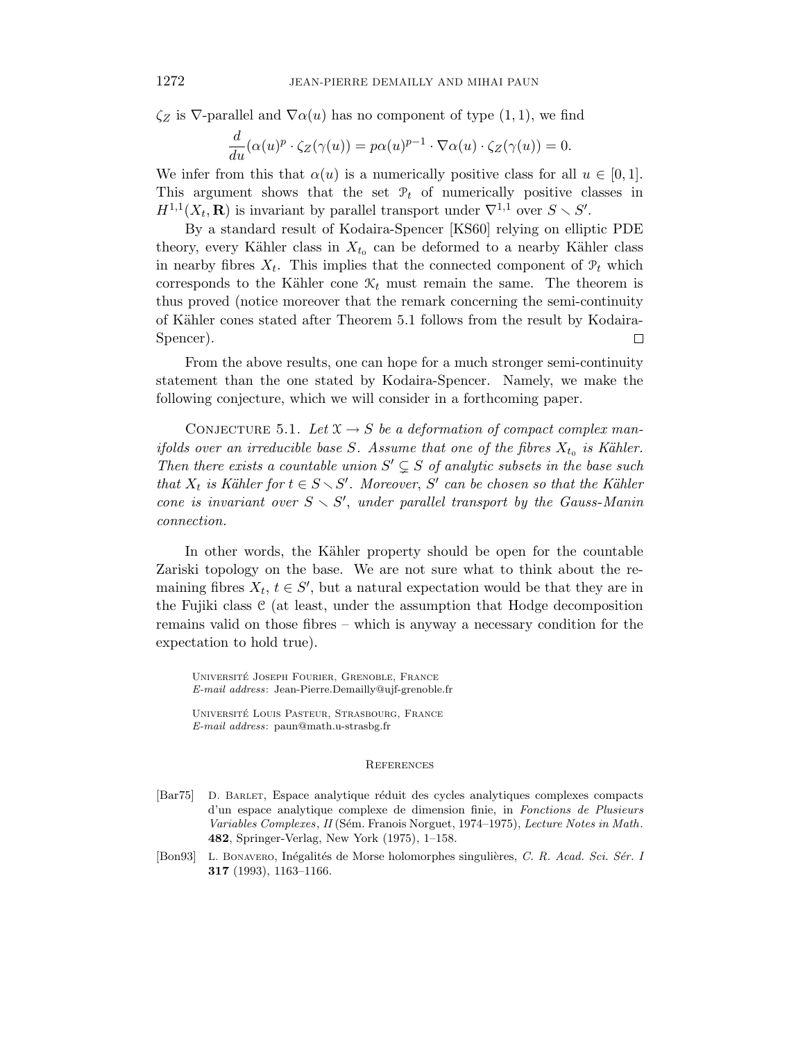$\zeta_Z$ is $\nabla$-parallel and $\nabla\alpha(u)$ has no component of type $(1,1)$, we find

$$\frac{d}{du}(\alpha(u)^p \cdot \zeta_Z(\gamma(u)) = p\alpha(u)^{p-1} \cdot \nabla\alpha(u) \cdot \zeta_Z(\gamma(u)) = 0.$$

We infer from this that $\alpha(u)$ is a numerically positive class for all $u \in [0,1]$. This argument shows that the set $\mathcal{P}_t$ of numerically positive classes in $H^{1,1}(X_t, \mathbf{R})$ is invariant by parallel transport under $\nabla^{1,1}$ over $S \smallsetminus S'$.

By a standard result of Kodaira-Spencer [KS60] relying on elliptic PDE theory, every Kähler class in $X_{t_0}$ can be deformed to a nearby Kähler class in nearby fibres $X_t$. This implies that the connected component of $\mathcal{P}_t$ which corresponds to the Kähler cone $\mathcal{K}_t$ must remain the same. The theorem is thus proved (notice moreover that the remark concerning the semi-continuity of Kähler cones stated after Theorem 5.1 follows from the result by Kodaira-Spencer). □

From the above results, one can hope for a much stronger semi-continuity statement than the one stated by Kodaira-Spencer. Namely, we make the following conjecture, which we will consider in a forthcoming paper.

Conjecture 5.1. *Let $\mathcal{X} \to S$ be a deformation of compact complex manifolds over an irreducible base $S$. Assume that one of the fibres $X_{t_0}$ is Kähler. Then there exists a countable union $S' \subsetneq S$ of analytic subsets in the base such that $X_t$ is Kähler for $t \in S \smallsetminus S'$. Moreover, $S'$ can be chosen so that the Kähler cone is invariant over $S \smallsetminus S'$, under parallel transport by the Gauss-Manin connection.*

In other words, the Kähler property should be open for the countable Zariski topology on the base. We are not sure what to think about the remaining fibres $X_t$, $t \in S'$, but a natural expectation would be that they are in the Fujiki class $\mathcal{C}$ (at least, under the assumption that Hodge decomposition remains valid on those fibres – which is anyway a necessary condition for the expectation to hold true).

Université Joseph Fourier, Grenoble, France
*E-mail address*: Jean-Pierre.Demailly@ujf-grenoble.fr

Université Louis Pasteur, Strasbourg, France
*E-mail address*: paun@math.u-strasbg.fr

## References

[Bar75] D. Barlet, Espace analytique réduit des cycles analytiques complexes compacts d'un espace analytique complexe de dimension finie, in *Fonctions de Plusieurs Variables Complexes*, *II* (Sém. Franois Norguet, 1974–1975), *Lecture Notes in Math.* **482**, Springer-Verlag, New York (1975), 1–158.

[Bon93] L. Bonavero, Inégalités de Morse holomorphes singulières, *C. R. Acad. Sci. Sér. I* **317** (1993), 1163–1166.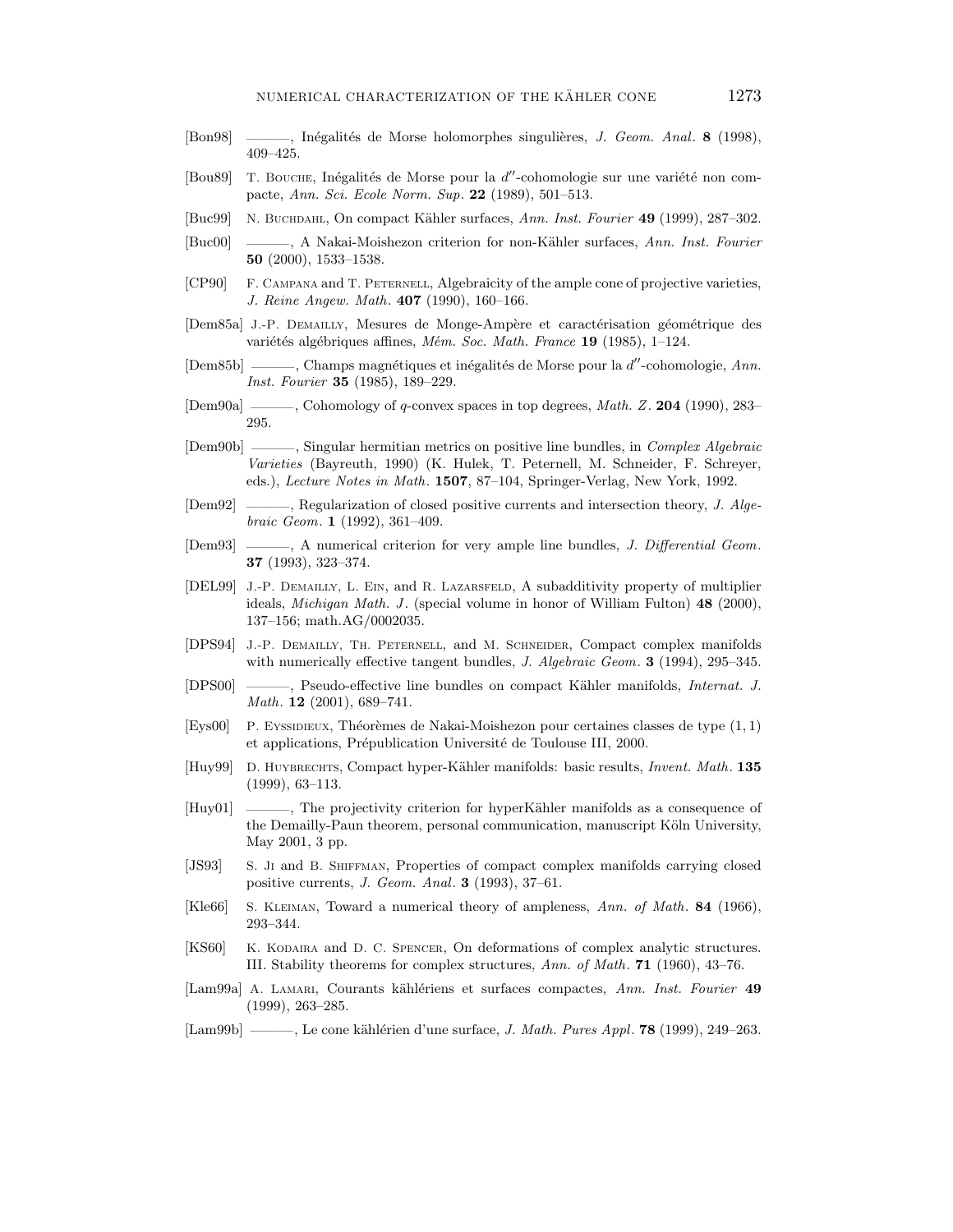[Bon98] ———, Inégalités de Morse holomorphes singulières, *J. Geom. Anal*. **8** (1998), 409–425.

[Bou89] T. Bouche, Inégalités de Morse pour la $d''$-cohomologie sur une variété non compacte, *Ann. Sci. Ecole Norm. Sup*. **22** (1989), 501–513.

[Buc99] N. Buchdahl, On compact Kähler surfaces, *Ann. Inst. Fourier* **49** (1999), 287–302.

[Buc00] ———, A Nakai-Moishezon criterion for non-Kähler surfaces, *Ann. Inst. Fourier* **50** (2000), 1533–1538.

[CP90] F. Campana and T. Peternell, Algebraicity of the ample cone of projective varieties, *J. Reine Angew. Math*. **407** (1990), 160–166.

[Dem85a] J.-P. Demailly, Mesures de Monge-Ampère et caractérisation géométrique des variétés algébriques affines, *Mém. Soc. Math. France* **19** (1985), 1–124.

[Dem85b] ———, Champs magnétiques et inégalités de Morse pour la $d''$-cohomologie, *Ann. Inst. Fourier* **35** (1985), 189–229.

[Dem90a] ———, Cohomology of $q$-convex spaces in top degrees, *Math. Z*. **204** (1990), 283–295.

[Dem90b] ———, Singular hermitian metrics on positive line bundles, in *Complex Algebraic Varieties* (Bayreuth, 1990) (K. Hulek, T. Peternell, M. Schneider, F. Schreyer, eds.), *Lecture Notes in Math*. **1507**, 87–104, Springer-Verlag, New York, 1992.

[Dem92] ———, Regularization of closed positive currents and intersection theory, *J. Algebraic Geom*. **1** (1992), 361–409.

[Dem93] ———, A numerical criterion for very ample line bundles, *J. Differential Geom*. **37** (1993), 323–374.

[DEL99] J.-P. Demailly, L. Ein, and R. Lazarsfeld, A subadditivity property of multiplier ideals, *Michigan Math. J*. (special volume in honor of William Fulton) **48** (2000), 137–156; math.AG/0002035.

[DPS94] J.-P. Demailly, Th. Peternell, and M. Schneider, Compact complex manifolds with numerically effective tangent bundles, *J. Algebraic Geom*. **3** (1994), 295–345.

[DPS00] ———, Pseudo-effective line bundles on compact Kähler manifolds, *Internat. J. Math*. **12** (2001), 689–741.

[Eys00] P. Eyssidieux, Théorèmes de Nakai-Moishezon pour certaines classes de type $(1,1)$ et applications, Prépublication Université de Toulouse III, 2000.

[Huy99] D. Huybrechts, Compact hyper-Kähler manifolds: basic results, *Invent. Math*. **135** (1999), 63–113.

[Huy01] ———, The projectivity criterion for hyperKähler manifolds as a consequence of the Demailly-Paun theorem, personal communication, manuscript Köln University, May 2001, 3 pp.

[JS93] S. Ji and B. Shiffman, Properties of compact complex manifolds carrying closed positive currents, *J. Geom. Anal*. **3** (1993), 37–61.

[Kle66] S. Kleiman, Toward a numerical theory of ampleness, *Ann. of Math*. **84** (1966), 293–344.

[KS60] K. Kodaira and D. C. Spencer, On deformations of complex analytic structures. III. Stability theorems for complex structures, *Ann. of Math*. **71** (1960), 43–76.

[Lam99a] A. Lamari, Courants kählériens et surfaces compactes, *Ann. Inst. Fourier* **49** (1999), 263–285.

[Lam99b] ———, Le cone kählérien d'une surface, *J. Math. Pures Appl*. **78** (1999), 249–263.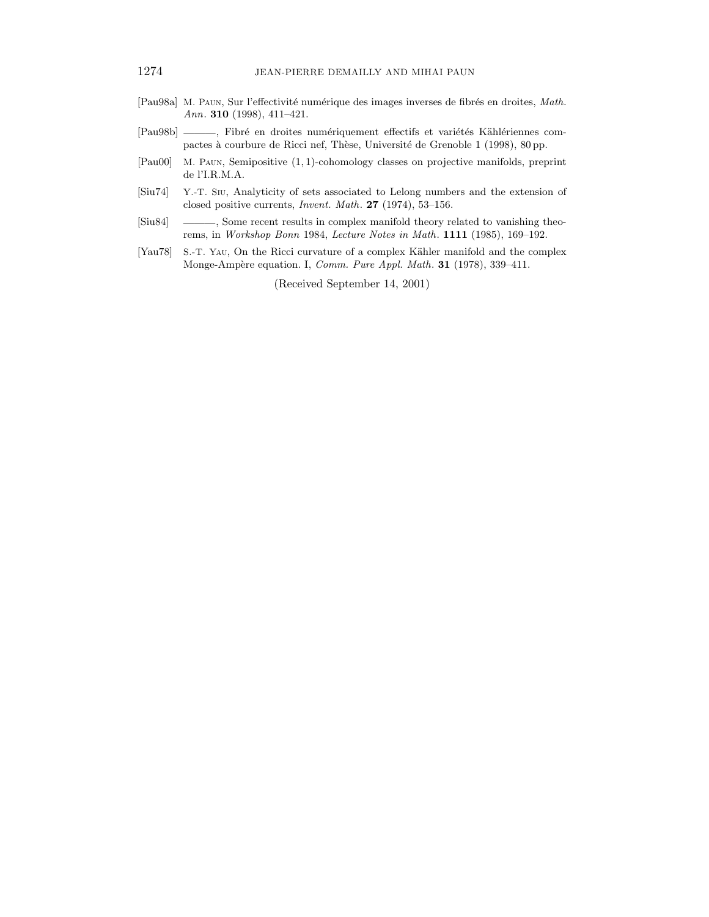[Pau98a] M. Paun, Sur l'effectivité numérique des images inverses de fibrés en droites, *Math. Ann.* **310** (1998), 411–421.

[Pau98b] ———, Fibré en droites numériquement effectifs et variétés Kählériennes compactes à courbure de Ricci nef, Thèse, Université de Grenoble 1 (1998), 80 pp.

[Pau00] M. Paun, Semipositive $(1, 1)$-cohomology classes on projective manifolds, preprint de l'I.R.M.A.

[Siu74] Y.-T. Siu, Analyticity of sets associated to Lelong numbers and the extension of closed positive currents, *Invent. Math.* **27** (1974), 53–156.

[Siu84] ———, Some recent results in complex manifold theory related to vanishing theorems, in *Workshop Bonn* 1984, *Lecture Notes in Math.* **1111** (1985), 169–192.

[Yau78] S.-T. Yau, On the Ricci curvature of a complex Kähler manifold and the complex Monge-Ampère equation. I, *Comm. Pure Appl. Math.* **31** (1978), 339–411.

(Received September 14, 2001)